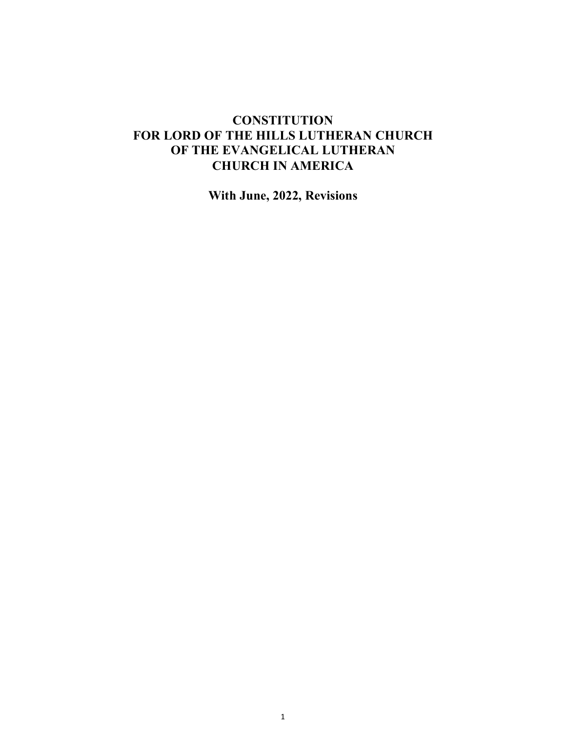# CONSTITUTION FOR LORD OF THE HILLS LUTHERAN CHURCH OF THE EVANGELICAL LUTHERAN CHURCH IN AMERICA

## With June, 2022, Revisions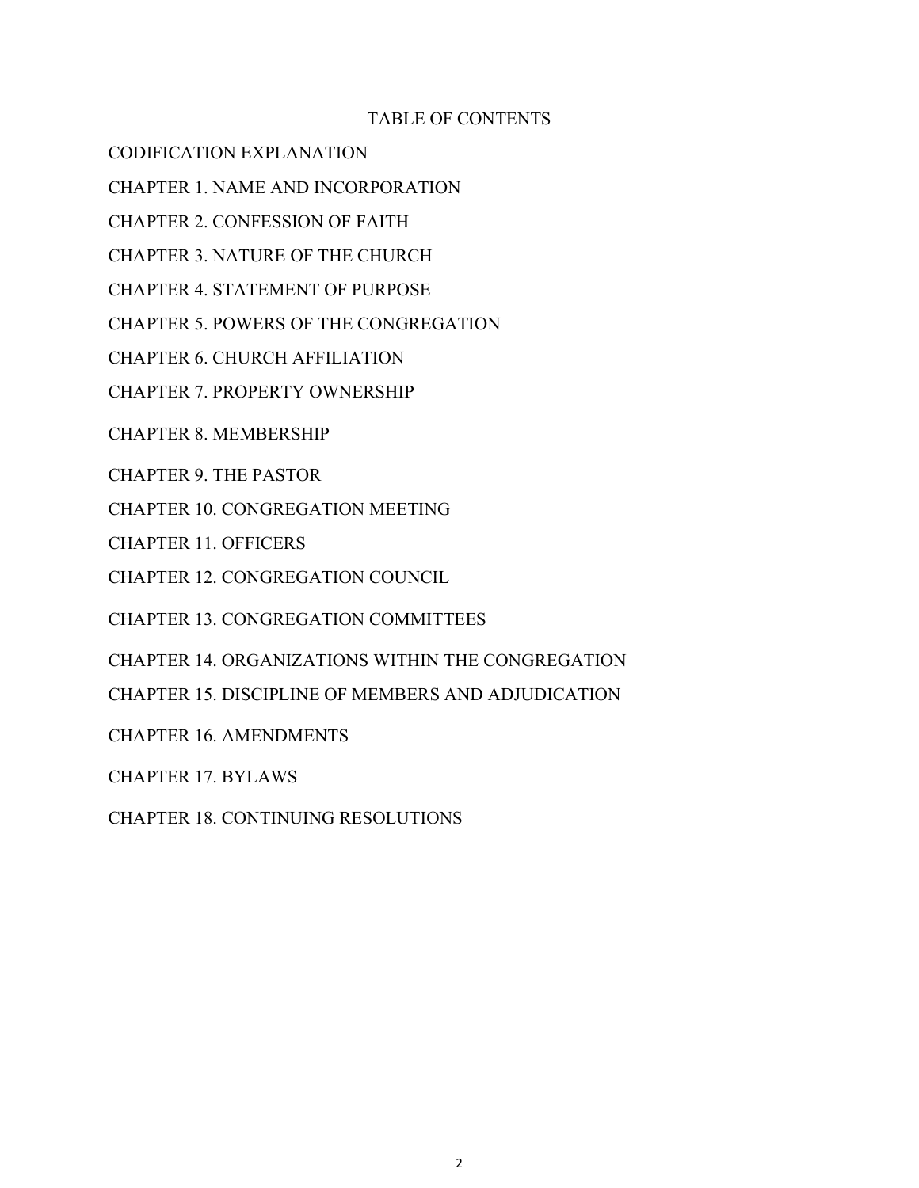# TABLE OF CONTENTS

CODIFICATION EXPLANATION

CHAPTER 1. NAME AND INCORPORATION

CHAPTER 2. CONFESSION OF FAITH

CHAPTER 3. NATURE OF THE CHURCH

CHAPTER 4. STATEMENT OF PURPOSE

CHAPTER 5. POWERS OF THE CONGREGATION

CHAPTER 6. CHURCH AFFILIATION

CHAPTER 7. PROPERTY OWNERSHIP

CHAPTER 8. MEMBERSHIP

CHAPTER 9. THE PASTOR

CHAPTER 10. CONGREGATION MEETING

CHAPTER 11. OFFICERS

CHAPTER 12. CONGREGATION COUNCIL

CHAPTER 13. CONGREGATION COMMITTEES

CHAPTER 14. ORGANIZATIONS WITHIN THE CONGREGATION

CHAPTER 15. DISCIPLINE OF MEMBERS AND ADJUDICATION

CHAPTER 16. AMENDMENTS

CHAPTER 17. BYLAWS

CHAPTER 18. CONTINUING RESOLUTIONS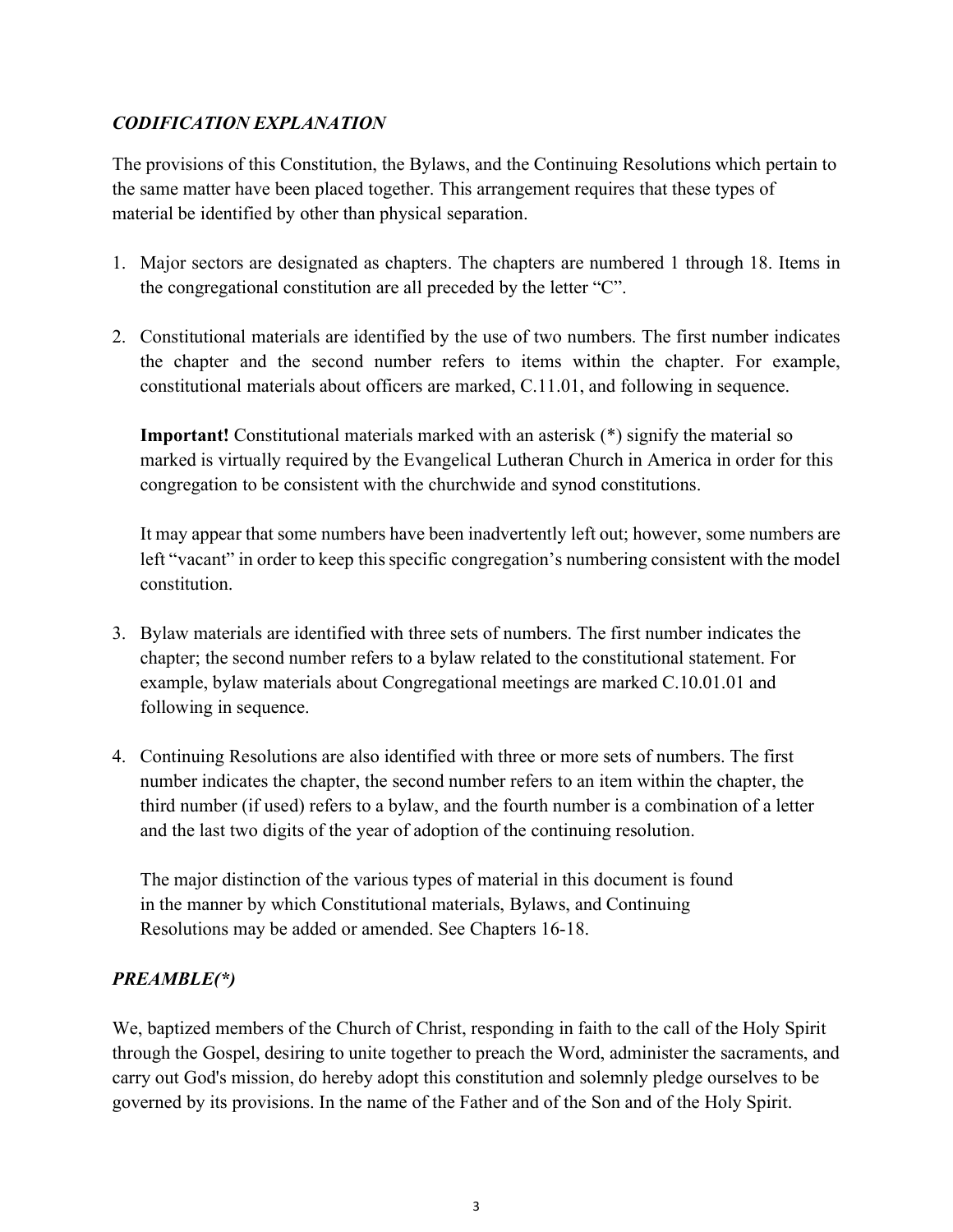### *CODIFICATION EXPLANATION*

The provisions of this Constitution, the Bylaws, and the Continuing Resolutions which pertain to the same matter have been placed together. This arrangement requires that these types of material be identified by other than physical separation.

1. Major sectors are designated as chapters. The chapters are numbered 1 through 18. Items in the congregational constitution are all preceded by the letter "C".

2. Constitutional materials are identified by the use of two numbers. The first number indicates the chapter and the second number refers to items within the chapter. For example, constitutional materials about officers are marked, C.11.01, and following in sequence.

   **Important!** Constitutional materials marked with an asterisk (*) signify the material so marked is virtually required by the Evangelical Lutheran Church in America in order for this congregation to be consistent with the churchwide and synod constitutions.

   It may appear that some numbers have been inadvertently left out; however, some numbers are left "vacant" in order to keep this specific congregation's numbering consistent with the model constitution.

3. Bylaw materials are identified with three sets of numbers. The first number indicates the chapter; the second number refers to a bylaw related to the constitutional statement. For example, bylaw materials about Congregational meetings are marked C.10.01.01 and following in sequence.

4. Continuing Resolutions are also identified with three or more sets of numbers. The first number indicates the chapter, the second number refers to an item within the chapter, the third number (if used) refers to a bylaw, and the fourth number is a combination of a letter and the last two digits of the year of adoption of the continuing resolution.

   The major distinction of the various types of material in this document is found in the manner by which Constitutional materials, Bylaws, and Continuing Resolutions may be added or amended. See Chapters 16-18.

### *PREAMBLE(*)*

We, baptized members of the Church of Christ, responding in faith to the call of the Holy Spirit through the Gospel, desiring to unite together to preach the Word, administer the sacraments, and carry out God's mission, do hereby adopt this constitution and solemnly pledge ourselves to be governed by its provisions. In the name of the Father and of the Son and of the Holy Spirit.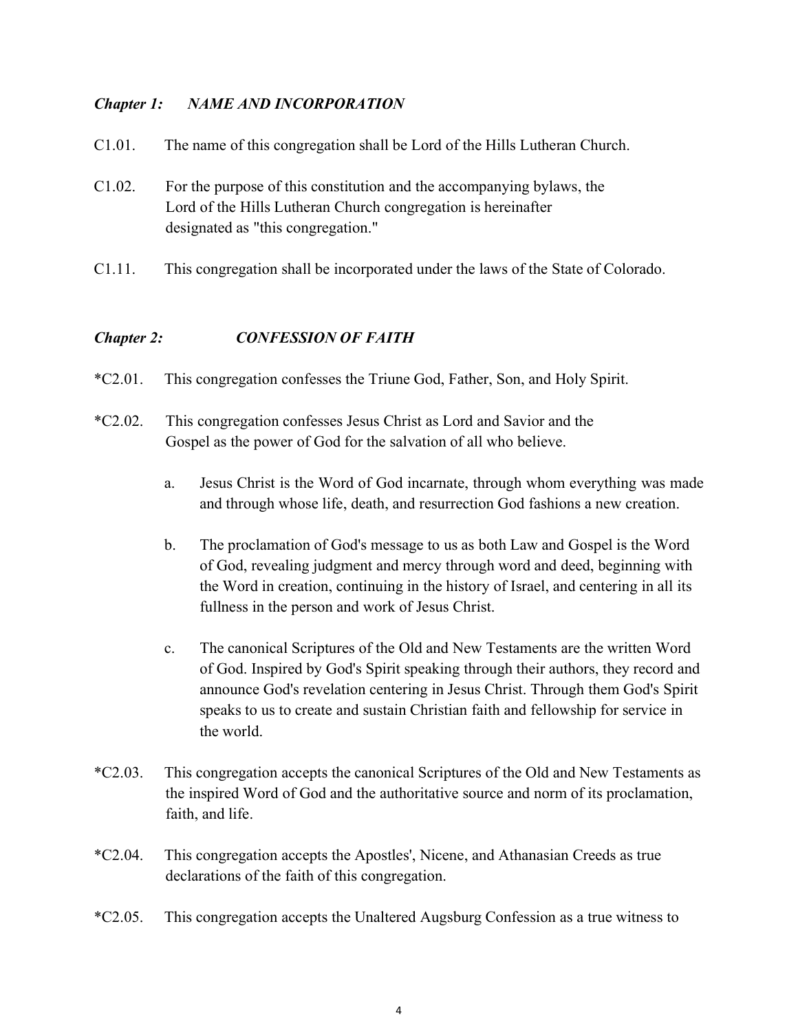### *Chapter 1: NAME AND INCORPORATION*

C1.01. The name of this congregation shall be Lord of the Hills Lutheran Church.

C1.02. For the purpose of this constitution and the accompanying bylaws, the Lord of the Hills Lutheran Church congregation is hereinafter designated as "this congregation."

C1.11. This congregation shall be incorporated under the laws of the State of Colorado.

### *Chapter 2: CONFESSION OF FAITH*

*C2.01. This congregation confesses the Triune God, Father, Son, and Holy Spirit.

*C2.02. This congregation confesses Jesus Christ as Lord and Savior and the Gospel as the power of God for the salvation of all who believe.

a. Jesus Christ is the Word of God incarnate, through whom everything was made and through whose life, death, and resurrection God fashions a new creation.

b. The proclamation of God's message to us as both Law and Gospel is the Word of God, revealing judgment and mercy through word and deed, beginning with the Word in creation, continuing in the history of Israel, and centering in all its fullness in the person and work of Jesus Christ.

c. The canonical Scriptures of the Old and New Testaments are the written Word of God. Inspired by God's Spirit speaking through their authors, they record and announce God's revelation centering in Jesus Christ. Through them God's Spirit speaks to us to create and sustain Christian faith and fellowship for service in the world.

*C2.03. This congregation accepts the canonical Scriptures of the Old and New Testaments as the inspired Word of God and the authoritative source and norm of its proclamation, faith, and life.

*C2.04. This congregation accepts the Apostles', Nicene, and Athanasian Creeds as true declarations of the faith of this congregation.

*C2.05. This congregation accepts the Unaltered Augsburg Confession as a true witness to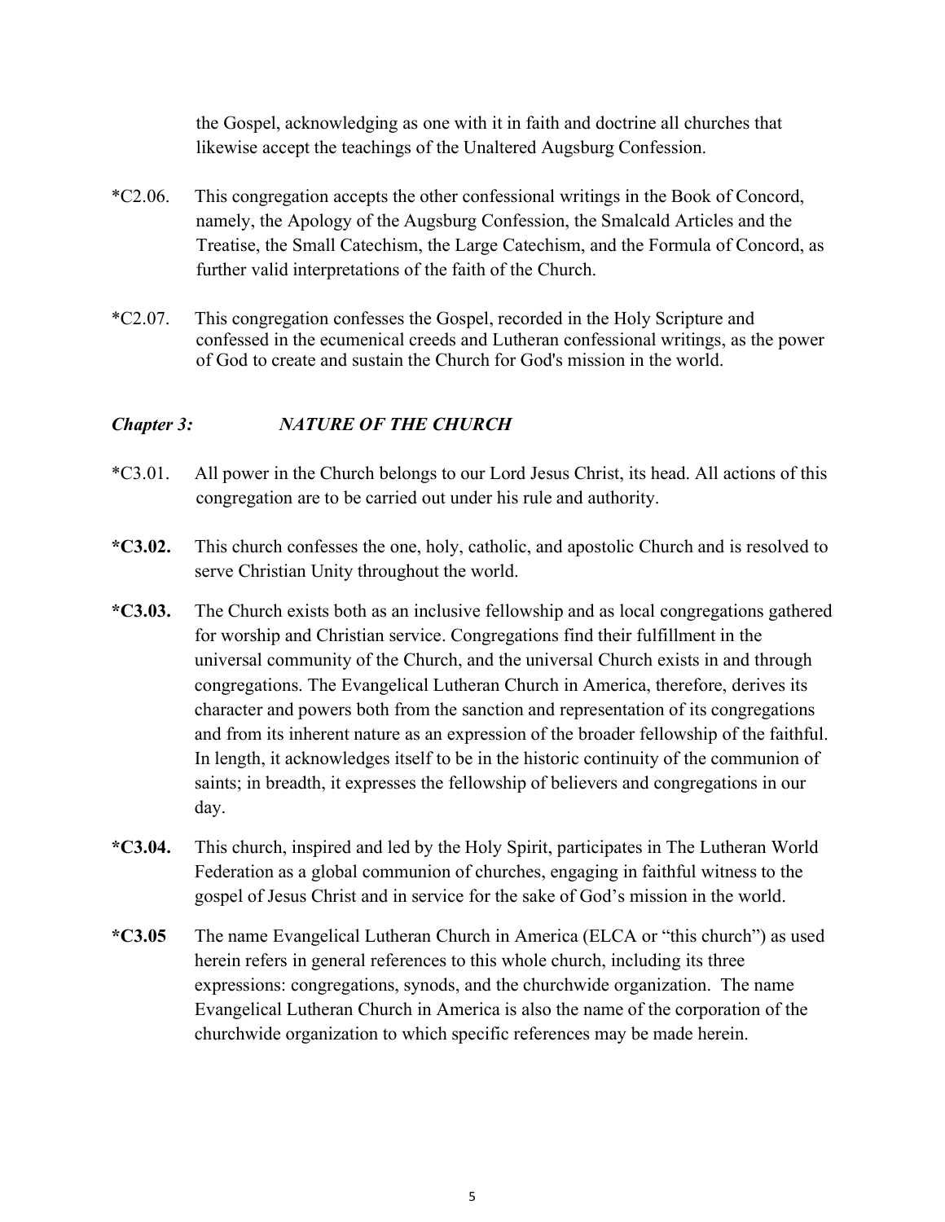the Gospel, acknowledging as one with it in faith and doctrine all churches that likewise accept the teachings of the Unaltered Augsburg Confession.

*C2.06. This congregation accepts the other confessional writings in the Book of Concord, namely, the Apology of the Augsburg Confession, the Smalcald Articles and the Treatise, the Small Catechism, the Large Catechism, and the Formula of Concord, as further valid interpretations of the faith of the Church.

*C2.07. This congregation confesses the Gospel, recorded in the Holy Scripture and confessed in the ecumenical creeds and Lutheran confessional writings, as the power of God to create and sustain the Church for God's mission in the world.

### *Chapter 3: NATURE OF THE CHURCH*

*C3.01. All power in the Church belongs to our Lord Jesus Christ, its head. All actions of this congregation are to be carried out under his rule and authority.

**\*C3.02.** This church confesses the one, holy, catholic, and apostolic Church and is resolved to serve Christian Unity throughout the world.

**\*C3.03.** The Church exists both as an inclusive fellowship and as local congregations gathered for worship and Christian service. Congregations find their fulfillment in the universal community of the Church, and the universal Church exists in and through congregations. The Evangelical Lutheran Church in America, therefore, derives its character and powers both from the sanction and representation of its congregations and from its inherent nature as an expression of the broader fellowship of the faithful. In length, it acknowledges itself to be in the historic continuity of the communion of saints; in breadth, it expresses the fellowship of believers and congregations in our day.

**\*C3.04.** This church, inspired and led by the Holy Spirit, participates in The Lutheran World Federation as a global communion of churches, engaging in faithful witness to the gospel of Jesus Christ and in service for the sake of God's mission in the world.

**\*C3.05** The name Evangelical Lutheran Church in America (ELCA or "this church") as used herein refers in general references to this whole church, including its three expressions: congregations, synods, and the churchwide organization. The name Evangelical Lutheran Church in America is also the name of the corporation of the churchwide organization to which specific references may be made herein.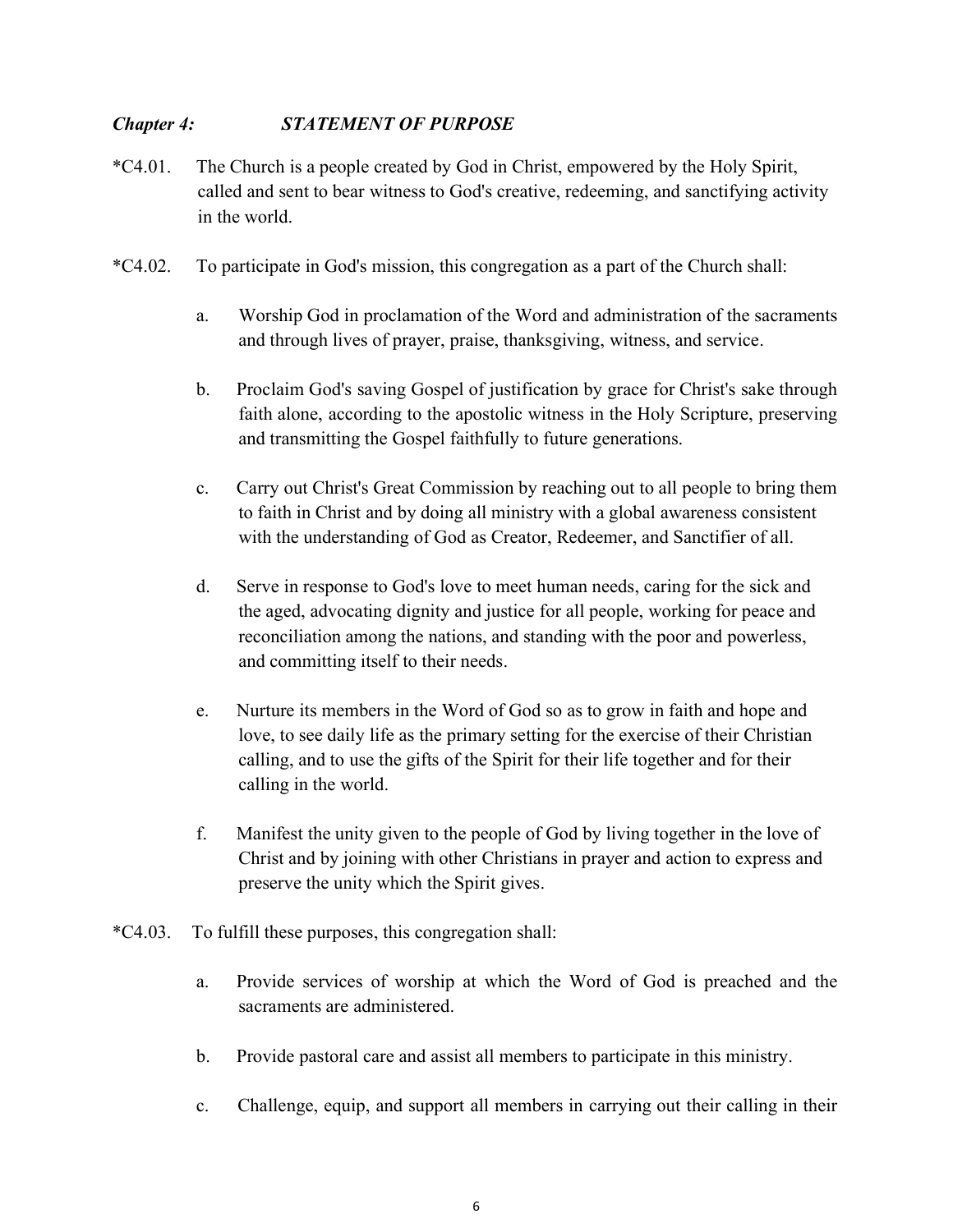## *Chapter 4: STATEMENT OF PURPOSE*

*C4.01. The Church is a people created by God in Christ, empowered by the Holy Spirit, called and sent to bear witness to God's creative, redeeming, and sanctifying activity in the world.

*C4.02. To participate in God's mission, this congregation as a part of the Church shall:

a. Worship God in proclamation of the Word and administration of the sacraments and through lives of prayer, praise, thanksgiving, witness, and service.

b. Proclaim God's saving Gospel of justification by grace for Christ's sake through faith alone, according to the apostolic witness in the Holy Scripture, preserving and transmitting the Gospel faithfully to future generations.

c. Carry out Christ's Great Commission by reaching out to all people to bring them to faith in Christ and by doing all ministry with a global awareness consistent with the understanding of God as Creator, Redeemer, and Sanctifier of all.

d. Serve in response to God's love to meet human needs, caring for the sick and the aged, advocating dignity and justice for all people, working for peace and reconciliation among the nations, and standing with the poor and powerless, and committing itself to their needs.

e. Nurture its members in the Word of God so as to grow in faith and hope and love, to see daily life as the primary setting for the exercise of their Christian calling, and to use the gifts of the Spirit for their life together and for their calling in the world.

f. Manifest the unity given to the people of God by living together in the love of Christ and by joining with other Christians in prayer and action to express and preserve the unity which the Spirit gives.

*C4.03. To fulfill these purposes, this congregation shall:

a. Provide services of worship at which the Word of God is preached and the sacraments are administered.

b. Provide pastoral care and assist all members to participate in this ministry.

c. Challenge, equip, and support all members in carrying out their calling in their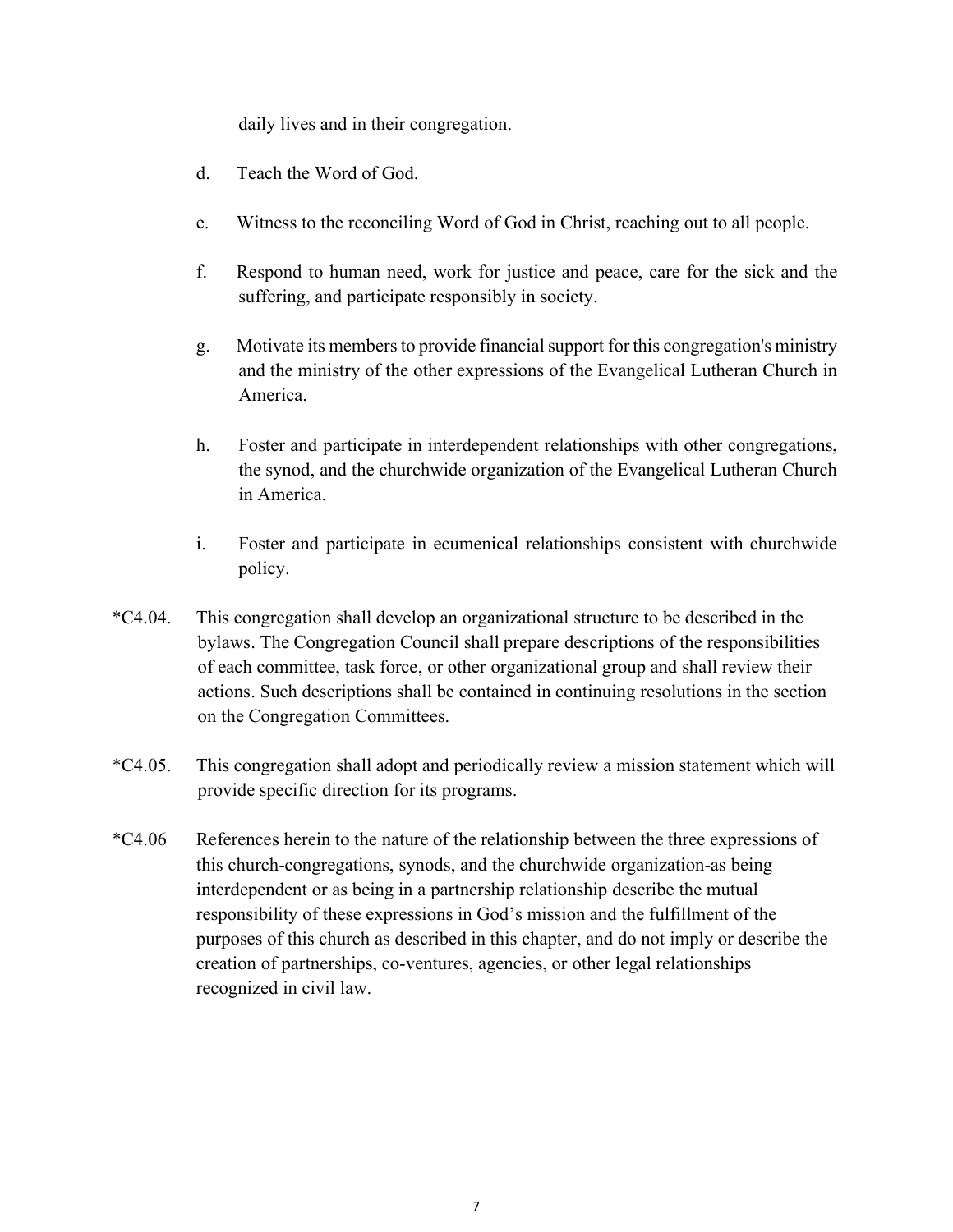daily lives and in their congregation.

d. Teach the Word of God.

e. Witness to the reconciling Word of God in Christ, reaching out to all people.

f. Respond to human need, work for justice and peace, care for the sick and the suffering, and participate responsibly in society.

g. Motivate its members to provide financial support for this congregation's ministry and the ministry of the other expressions of the Evangelical Lutheran Church in America.

h. Foster and participate in interdependent relationships with other congregations, the synod, and the churchwide organization of the Evangelical Lutheran Church in America.

i. Foster and participate in ecumenical relationships consistent with churchwide policy.

*C4.04. This congregation shall develop an organizational structure to be described in the bylaws. The Congregation Council shall prepare descriptions of the responsibilities of each committee, task force, or other organizational group and shall review their actions. Such descriptions shall be contained in continuing resolutions in the section on the Congregation Committees.

*C4.05. This congregation shall adopt and periodically review a mission statement which will provide specific direction for its programs.

*C4.06 References herein to the nature of the relationship between the three expressions of this church-congregations, synods, and the churchwide organization-as being interdependent or as being in a partnership relationship describe the mutual responsibility of these expressions in God's mission and the fulfillment of the purposes of this church as described in this chapter, and do not imply or describe the creation of partnerships, co-ventures, agencies, or other legal relationships recognized in civil law.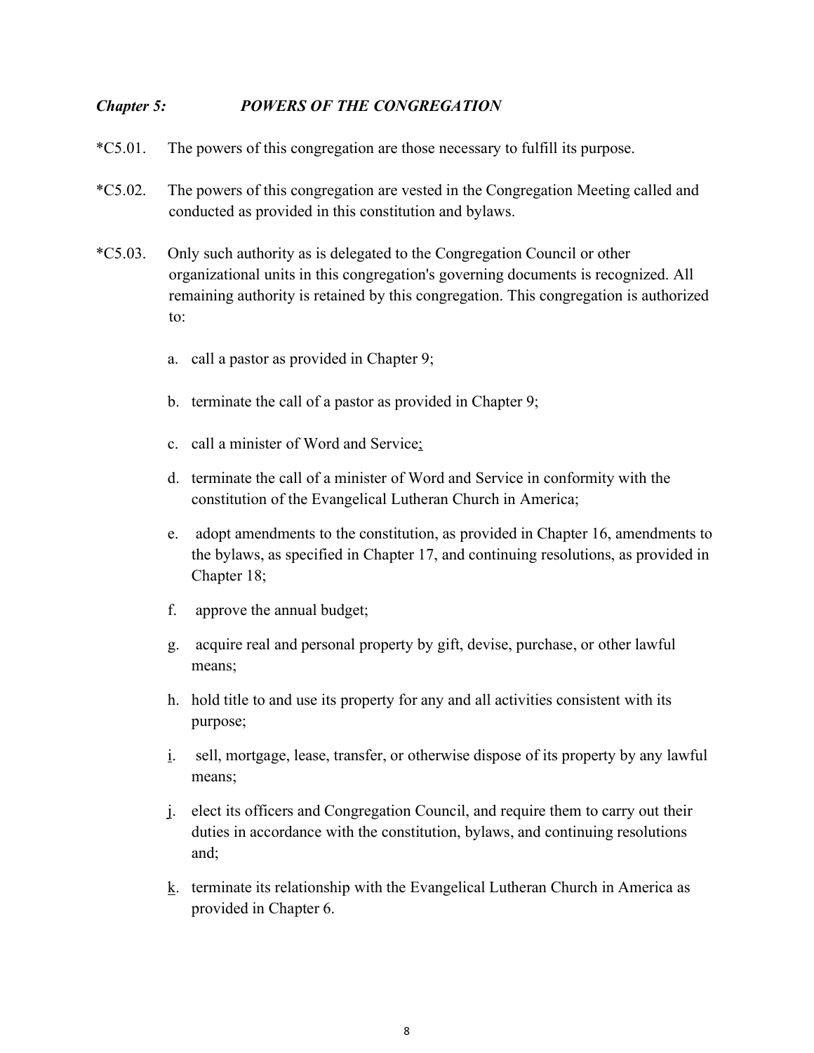### *Chapter 5: POWERS OF THE CONGREGATION*

*C5.01. The powers of this congregation are those necessary to fulfill its purpose.

*C5.02. The powers of this congregation are vested in the Congregation Meeting called and conducted as provided in this constitution and bylaws.

*C5.03. Only such authority as is delegated to the Congregation Council or other organizational units in this congregation's governing documents is recognized. All remaining authority is retained by this congregation. This congregation is authorized to:

a. call a pastor as provided in Chapter 9;

b. terminate the call of a pastor as provided in Chapter 9;

c. call a minister of Word and Service;

d. terminate the call of a minister of Word and Service in conformity with the constitution of the Evangelical Lutheran Church in America;

e. adopt amendments to the constitution, as provided in Chapter 16, amendments to the bylaws, as specified in Chapter 17, and continuing resolutions, as provided in Chapter 18;

f. approve the annual budget;

g. acquire real and personal property by gift, devise, purchase, or other lawful means;

h. hold title to and use its property for any and all activities consistent with its purpose;

i. sell, mortgage, lease, transfer, or otherwise dispose of its property by any lawful means;

j. elect its officers and Congregation Council, and require them to carry out their duties in accordance with the constitution, bylaws, and continuing resolutions and;

k. terminate its relationship with the Evangelical Lutheran Church in America as provided in Chapter 6.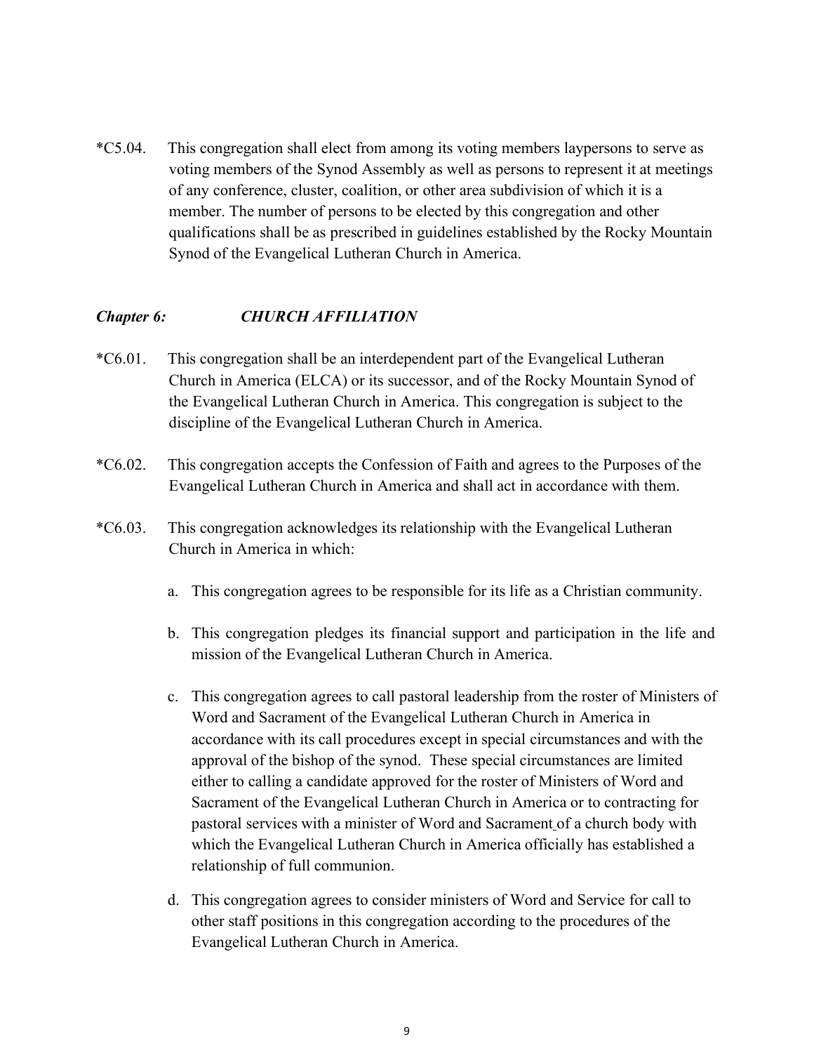*C5.04. This congregation shall elect from among its voting members laypersons to serve as voting members of the Synod Assembly as well as persons to represent it at meetings of any conference, cluster, coalition, or other area subdivision of which it is a member. The number of persons to be elected by this congregation and other qualifications shall be as prescribed in guidelines established by the Rocky Mountain Synod of the Evangelical Lutheran Church in America.

### *Chapter 6: CHURCH AFFILIATION*

*C6.01. This congregation shall be an interdependent part of the Evangelical Lutheran Church in America (ELCA) or its successor, and of the Rocky Mountain Synod of the Evangelical Lutheran Church in America. This congregation is subject to the discipline of the Evangelical Lutheran Church in America.

*C6.02. This congregation accepts the Confession of Faith and agrees to the Purposes of the Evangelical Lutheran Church in America and shall act in accordance with them.

*C6.03. This congregation acknowledges its relationship with the Evangelical Lutheran Church in America in which:

a. This congregation agrees to be responsible for its life as a Christian community.

b. This congregation pledges its financial support and participation in the life and mission of the Evangelical Lutheran Church in America.

c. This congregation agrees to call pastoral leadership from the roster of Ministers of Word and Sacrament of the Evangelical Lutheran Church in America in accordance with its call procedures except in special circumstances and with the approval of the bishop of the synod. These special circumstances are limited either to calling a candidate approved for the roster of Ministers of Word and Sacrament of the Evangelical Lutheran Church in America or to contracting for pastoral services with a minister of Word and Sacrament of a church body with which the Evangelical Lutheran Church in America officially has established a relationship of full communion.

d. This congregation agrees to consider ministers of Word and Service for call to other staff positions in this congregation according to the procedures of the Evangelical Lutheran Church in America.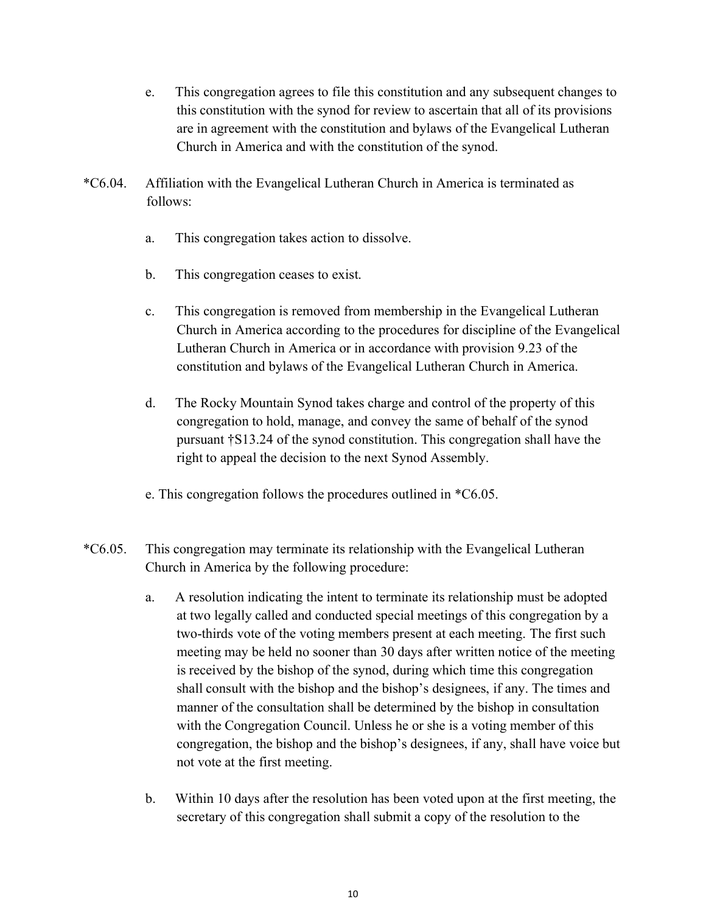e. This congregation agrees to file this constitution and any subsequent changes to this constitution with the synod for review to ascertain that all of its provisions are in agreement with the constitution and bylaws of the Evangelical Lutheran Church in America and with the constitution of the synod.

*C6.04. Affiliation with the Evangelical Lutheran Church in America is terminated as follows:

a. This congregation takes action to dissolve.

b. This congregation ceases to exist.

c. This congregation is removed from membership in the Evangelical Lutheran Church in America according to the procedures for discipline of the Evangelical Lutheran Church in America or in accordance with provision 9.23 of the constitution and bylaws of the Evangelical Lutheran Church in America.

d. The Rocky Mountain Synod takes charge and control of the property of this congregation to hold, manage, and convey the same of behalf of the synod pursuant †S13.24 of the synod constitution. This congregation shall have the right to appeal the decision to the next Synod Assembly.

e. This congregation follows the procedures outlined in *C6.05.

*C6.05. This congregation may terminate its relationship with the Evangelical Lutheran Church in America by the following procedure:

a. A resolution indicating the intent to terminate its relationship must be adopted at two legally called and conducted special meetings of this congregation by a two-thirds vote of the voting members present at each meeting. The first such meeting may be held no sooner than 30 days after written notice of the meeting is received by the bishop of the synod, during which time this congregation shall consult with the bishop and the bishop's designees, if any. The times and manner of the consultation shall be determined by the bishop in consultation with the Congregation Council. Unless he or she is a voting member of this congregation, the bishop and the bishop's designees, if any, shall have voice but not vote at the first meeting.

b. Within 10 days after the resolution has been voted upon at the first meeting, the secretary of this congregation shall submit a copy of the resolution to the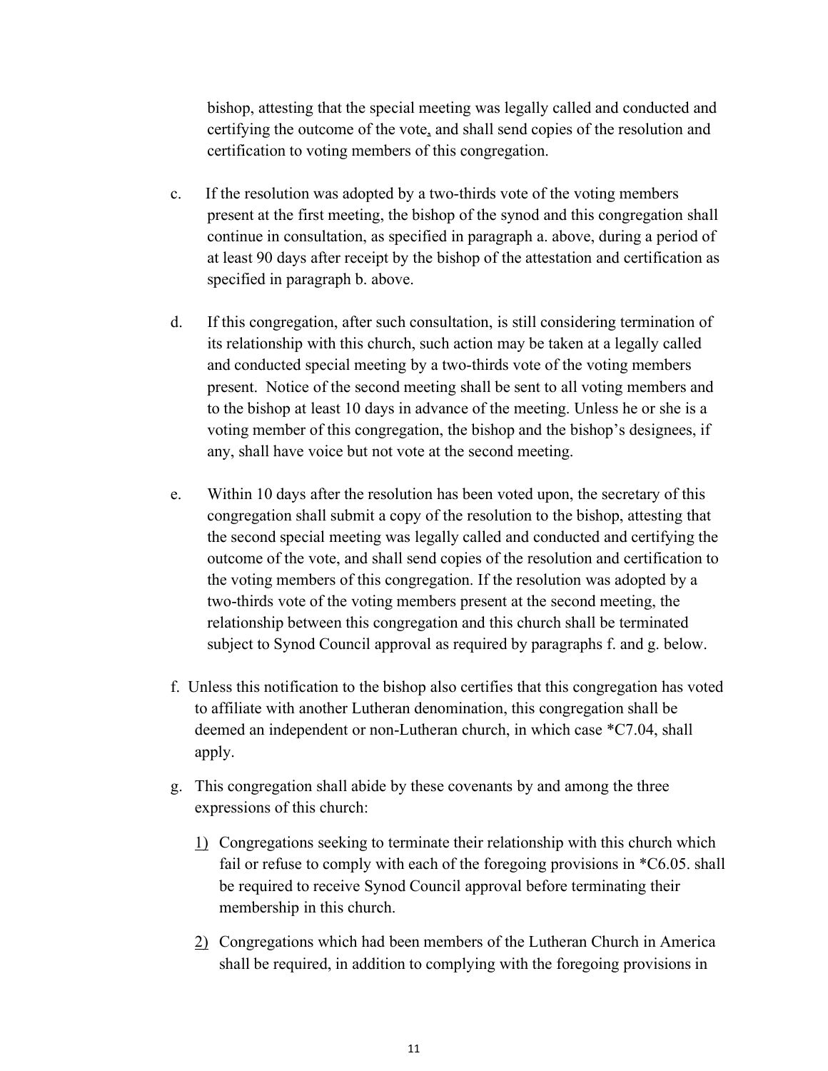bishop, attesting that the special meeting was legally called and conducted and certifying the outcome of the vote, and shall send copies of the resolution and certification to voting members of this congregation.

c. If the resolution was adopted by a two-thirds vote of the voting members present at the first meeting, the bishop of the synod and this congregation shall continue in consultation, as specified in paragraph a. above, during a period of at least 90 days after receipt by the bishop of the attestation and certification as specified in paragraph b. above.

d. If this congregation, after such consultation, is still considering termination of its relationship with this church, such action may be taken at a legally called and conducted special meeting by a two-thirds vote of the voting members present. Notice of the second meeting shall be sent to all voting members and to the bishop at least 10 days in advance of the meeting. Unless he or she is a voting member of this congregation, the bishop and the bishop's designees, if any, shall have voice but not vote at the second meeting.

e. Within 10 days after the resolution has been voted upon, the secretary of this congregation shall submit a copy of the resolution to the bishop, attesting that the second special meeting was legally called and conducted and certifying the outcome of the vote, and shall send copies of the resolution and certification to the voting members of this congregation. If the resolution was adopted by a two-thirds vote of the voting members present at the second meeting, the relationship between this congregation and this church shall be terminated subject to Synod Council approval as required by paragraphs f. and g. below.

f. Unless this notification to the bishop also certifies that this congregation has voted to affiliate with another Lutheran denomination, this congregation shall be deemed an independent or non-Lutheran church, in which case *C7.04, shall apply.

g. This congregation shall abide by these covenants by and among the three expressions of this church:

1) Congregations seeking to terminate their relationship with this church which fail or refuse to comply with each of the foregoing provisions in *C6.05. shall be required to receive Synod Council approval before terminating their membership in this church.

2) Congregations which had been members of the Lutheran Church in America shall be required, in addition to complying with the foregoing provisions in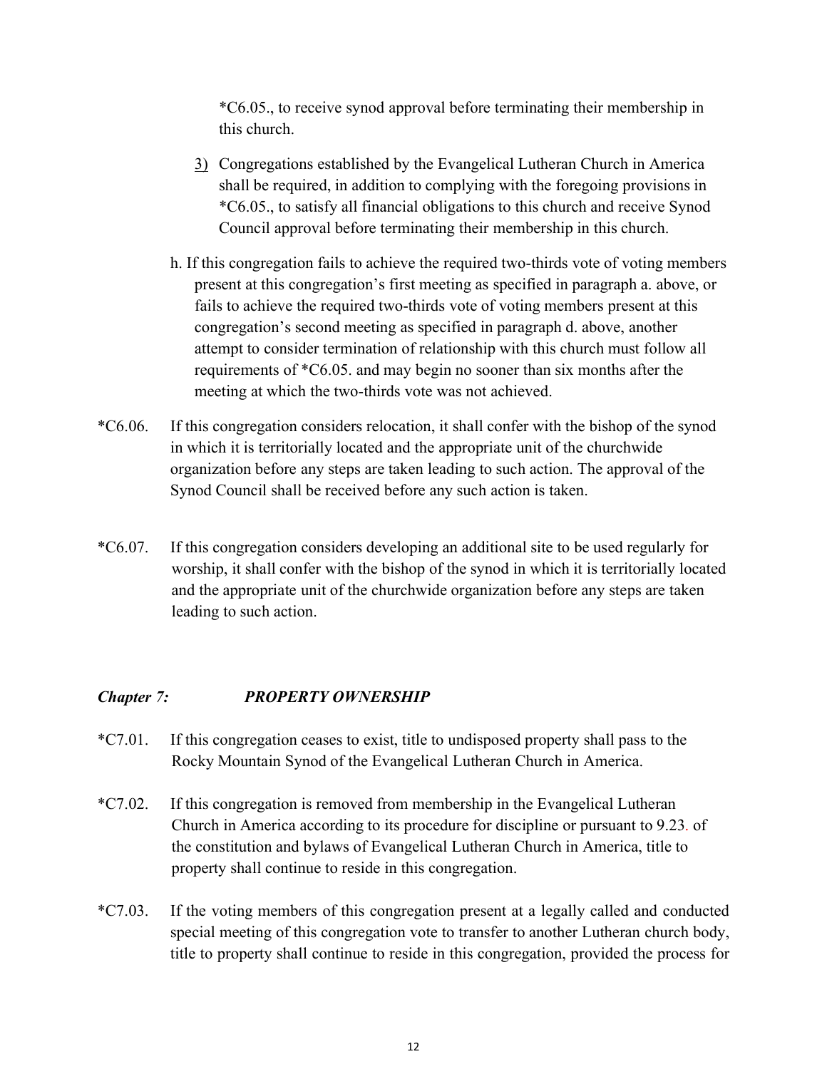*C6.05., to receive synod approval before terminating their membership in this church.

3) Congregations established by the Evangelical Lutheran Church in America shall be required, in addition to complying with the foregoing provisions in *C6.05., to satisfy all financial obligations to this church and receive Synod Council approval before terminating their membership in this church.

h. If this congregation fails to achieve the required two-thirds vote of voting members present at this congregation's first meeting as specified in paragraph a. above, or fails to achieve the required two-thirds vote of voting members present at this congregation's second meeting as specified in paragraph d. above, another attempt to consider termination of relationship with this church must follow all requirements of *C6.05. and may begin no sooner than six months after the meeting at which the two-thirds vote was not achieved.

*C6.06. If this congregation considers relocation, it shall confer with the bishop of the synod in which it is territorially located and the appropriate unit of the churchwide organization before any steps are taken leading to such action. The approval of the Synod Council shall be received before any such action is taken.

*C6.07. If this congregation considers developing an additional site to be used regularly for worship, it shall confer with the bishop of the synod in which it is territorially located and the appropriate unit of the churchwide organization before any steps are taken leading to such action.

## *Chapter 7: PROPERTY OWNERSHIP*

*C7.01. If this congregation ceases to exist, title to undisposed property shall pass to the Rocky Mountain Synod of the Evangelical Lutheran Church in America.

*C7.02. If this congregation is removed from membership in the Evangelical Lutheran Church in America according to its procedure for discipline or pursuant to 9.23. of the constitution and bylaws of Evangelical Lutheran Church in America, title to property shall continue to reside in this congregation.

*C7.03. If the voting members of this congregation present at a legally called and conducted special meeting of this congregation vote to transfer to another Lutheran church body, title to property shall continue to reside in this congregation, provided the process for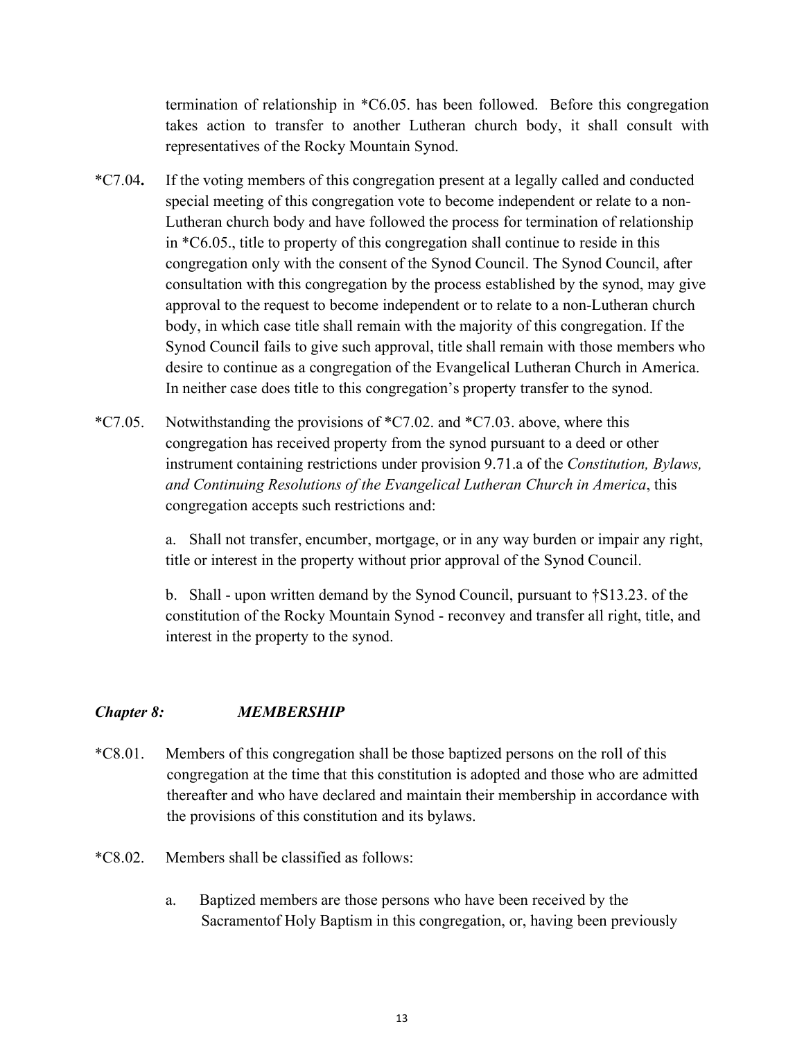termination of relationship in *C6.05. has been followed. Before this congregation takes action to transfer to another Lutheran church body, it shall consult with representatives of the Rocky Mountain Synod.

*C7.04. If the voting members of this congregation present at a legally called and conducted special meeting of this congregation vote to become independent or relate to a non-Lutheran church body and have followed the process for termination of relationship in *C6.05., title to property of this congregation shall continue to reside in this congregation only with the consent of the Synod Council. The Synod Council, after consultation with this congregation by the process established by the synod, may give approval to the request to become independent or to relate to a non-Lutheran church body, in which case title shall remain with the majority of this congregation. If the Synod Council fails to give such approval, title shall remain with those members who desire to continue as a congregation of the Evangelical Lutheran Church in America. In neither case does title to this congregation's property transfer to the synod.

*C7.05. Notwithstanding the provisions of *C7.02. and *C7.03. above, where this congregation has received property from the synod pursuant to a deed or other instrument containing restrictions under provision 9.71.a of the *Constitution, Bylaws, and Continuing Resolutions of the Evangelical Lutheran Church in America*, this congregation accepts such restrictions and:

a. Shall not transfer, encumber, mortgage, or in any way burden or impair any right, title or interest in the property without prior approval of the Synod Council.

b. Shall - upon written demand by the Synod Council, pursuant to †S13.23. of the constitution of the Rocky Mountain Synod - reconvey and transfer all right, title, and interest in the property to the synod.

## *Chapter 8: MEMBERSHIP*

*C8.01. Members of this congregation shall be those baptized persons on the roll of this congregation at the time that this constitution is adopted and those who are admitted thereafter and who have declared and maintain their membership in accordance with the provisions of this constitution and its bylaws.

*C8.02. Members shall be classified as follows:

a. Baptized members are those persons who have been received by the Sacramentof Holy Baptism in this congregation, or, having been previously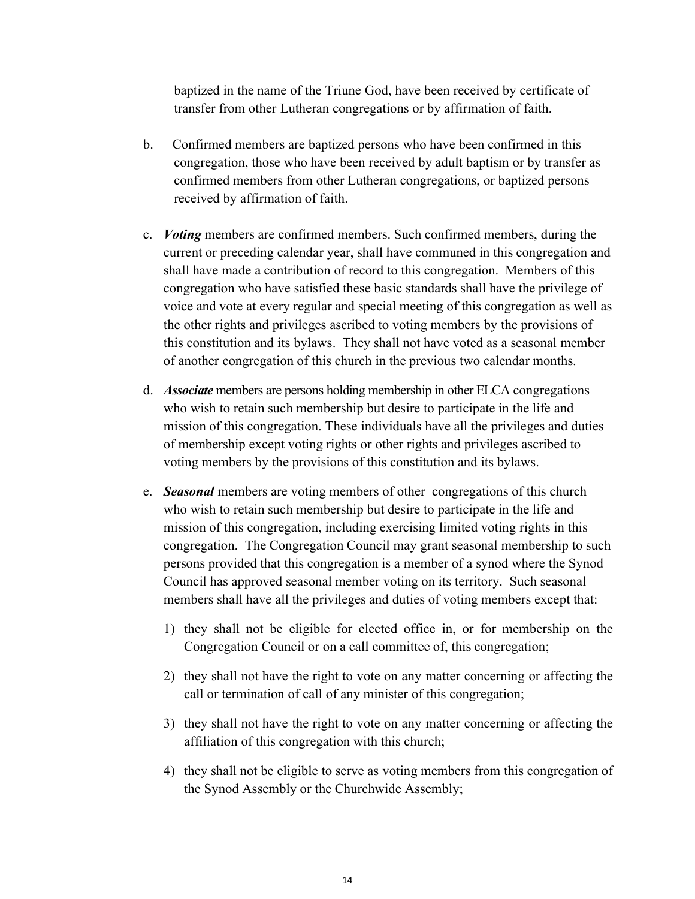baptized in the name of the Triune God, have been received by certificate of transfer from other Lutheran congregations or by affirmation of faith.

b. Confirmed members are baptized persons who have been confirmed in this congregation, those who have been received by adult baptism or by transfer as confirmed members from other Lutheran congregations, or baptized persons received by affirmation of faith.

c. ***Voting*** members are confirmed members. Such confirmed members, during the current or preceding calendar year, shall have communed in this congregation and shall have made a contribution of record to this congregation. Members of this congregation who have satisfied these basic standards shall have the privilege of voice and vote at every regular and special meeting of this congregation as well as the other rights and privileges ascribed to voting members by the provisions of this constitution and its bylaws. They shall not have voted as a seasonal member of another congregation of this church in the previous two calendar months.

d. ***Associate*** members are persons holding membership in other ELCA congregations who wish to retain such membership but desire to participate in the life and mission of this congregation. These individuals have all the privileges and duties of membership except voting rights or other rights and privileges ascribed to voting members by the provisions of this constitution and its bylaws.

e. ***Seasonal*** members are voting members of other congregations of this church who wish to retain such membership but desire to participate in the life and mission of this congregation, including exercising limited voting rights in this congregation. The Congregation Council may grant seasonal membership to such persons provided that this congregation is a member of a synod where the Synod Council has approved seasonal member voting on its territory. Such seasonal members shall have all the privileges and duties of voting members except that:

   1) they shall not be eligible for elected office in, or for membership on the Congregation Council or on a call committee of, this congregation;

   2) they shall not have the right to vote on any matter concerning or affecting the call or termination of call of any minister of this congregation;

   3) they shall not have the right to vote on any matter concerning or affecting the affiliation of this congregation with this church;

   4) they shall not be eligible to serve as voting members from this congregation of the Synod Assembly or the Churchwide Assembly;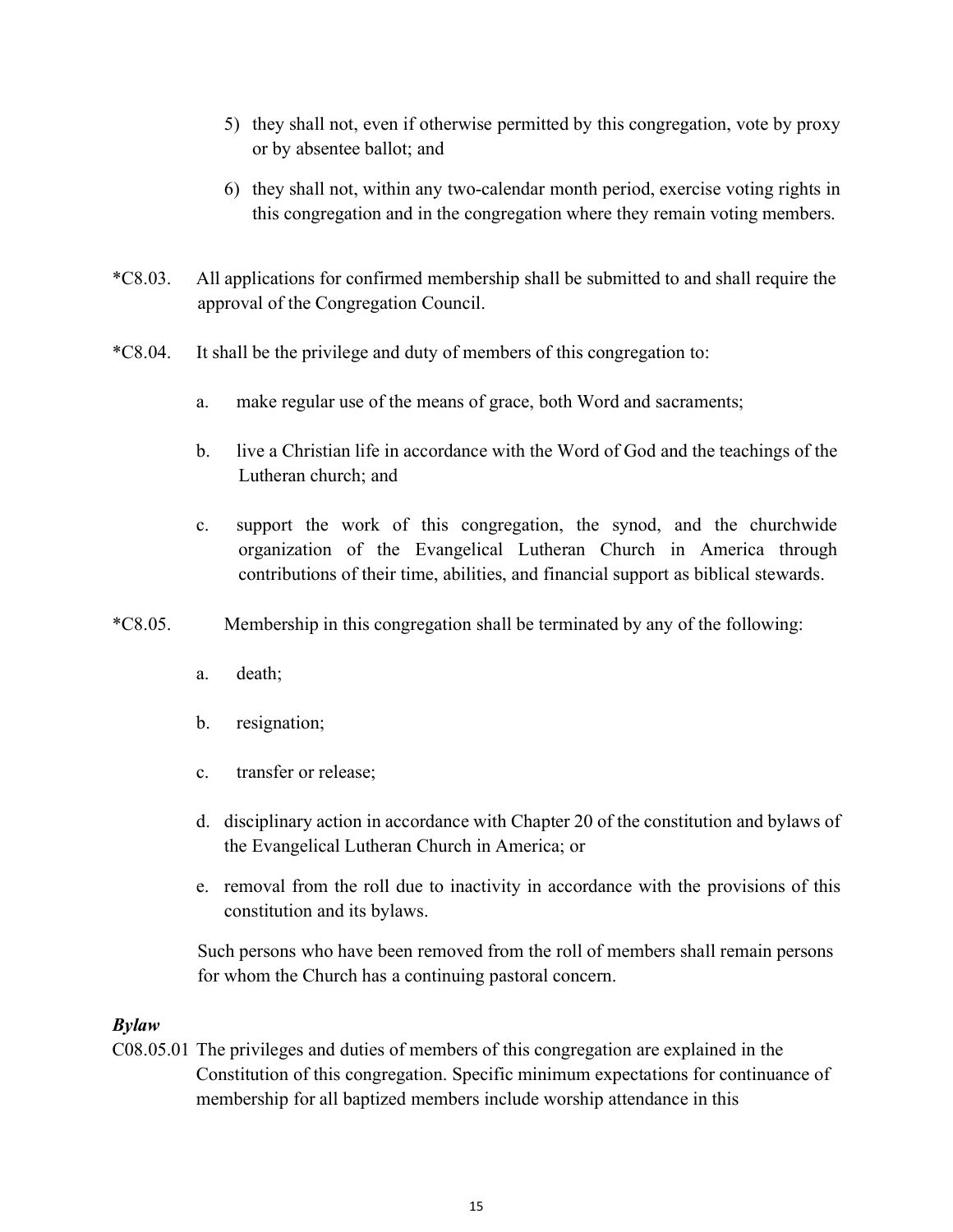5) they shall not, even if otherwise permitted by this congregation, vote by proxy or by absentee ballot; and

6) they shall not, within any two-calendar month period, exercise voting rights in this congregation and in the congregation where they remain voting members.

*C8.03. All applications for confirmed membership shall be submitted to and shall require the approval of the Congregation Council.

*C8.04. It shall be the privilege and duty of members of this congregation to:

a. make regular use of the means of grace, both Word and sacraments;

b. live a Christian life in accordance with the Word of God and the teachings of the Lutheran church; and

c. support the work of this congregation, the synod, and the churchwide organization of the Evangelical Lutheran Church in America through contributions of their time, abilities, and financial support as biblical stewards.

*C8.05. Membership in this congregation shall be terminated by any of the following:

a. death;

b. resignation;

c. transfer or release;

d. disciplinary action in accordance with Chapter 20 of the constitution and bylaws of the Evangelical Lutheran Church in America; or

e. removal from the roll due to inactivity in accordance with the provisions of this constitution and its bylaws.

Such persons who have been removed from the roll of members shall remain persons for whom the Church has a continuing pastoral concern.

***Bylaw***

C08.05.01 The privileges and duties of members of this congregation are explained in the Constitution of this congregation. Specific minimum expectations for continuance of membership for all baptized members include worship attendance in this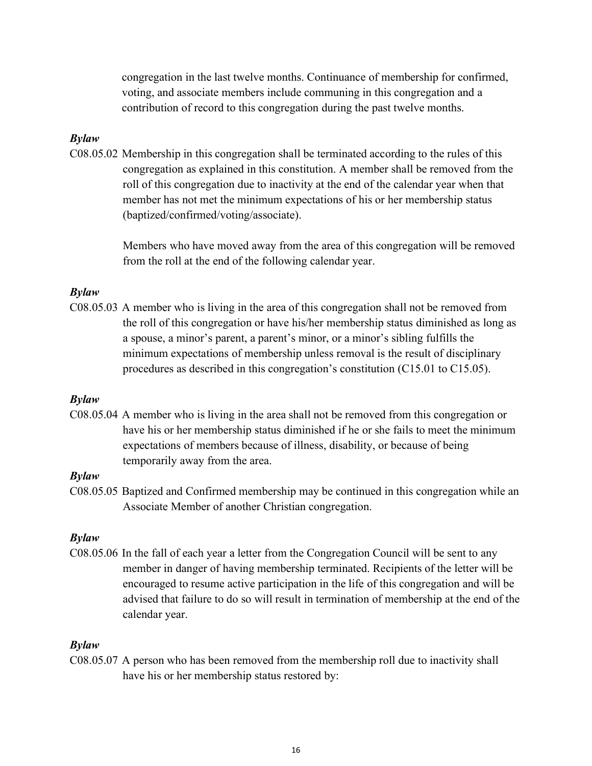congregation in the last twelve months. Continuance of membership for confirmed, voting, and associate members include communing in this congregation and a contribution of record to this congregation during the past twelve months.

***Bylaw***

C08.05.02 Membership in this congregation shall be terminated according to the rules of this congregation as explained in this constitution. A member shall be removed from the roll of this congregation due to inactivity at the end of the calendar year when that member has not met the minimum expectations of his or her membership status (baptized/confirmed/voting/associate).

Members who have moved away from the area of this congregation will be removed from the roll at the end of the following calendar year.

***Bylaw***

C08.05.03 A member who is living in the area of this congregation shall not be removed from the roll of this congregation or have his/her membership status diminished as long as a spouse, a minor's parent, a parent's minor, or a minor's sibling fulfills the minimum expectations of membership unless removal is the result of disciplinary procedures as described in this congregation's constitution (C15.01 to C15.05).

***Bylaw***

C08.05.04 A member who is living in the area shall not be removed from this congregation or have his or her membership status diminished if he or she fails to meet the minimum expectations of members because of illness, disability, or because of being temporarily away from the area.

***Bylaw***

C08.05.05 Baptized and Confirmed membership may be continued in this congregation while an Associate Member of another Christian congregation.

***Bylaw***

C08.05.06 In the fall of each year a letter from the Congregation Council will be sent to any member in danger of having membership terminated. Recipients of the letter will be encouraged to resume active participation in the life of this congregation and will be advised that failure to do so will result in termination of membership at the end of the calendar year.

***Bylaw***

C08.05.07 A person who has been removed from the membership roll due to inactivity shall have his or her membership status restored by: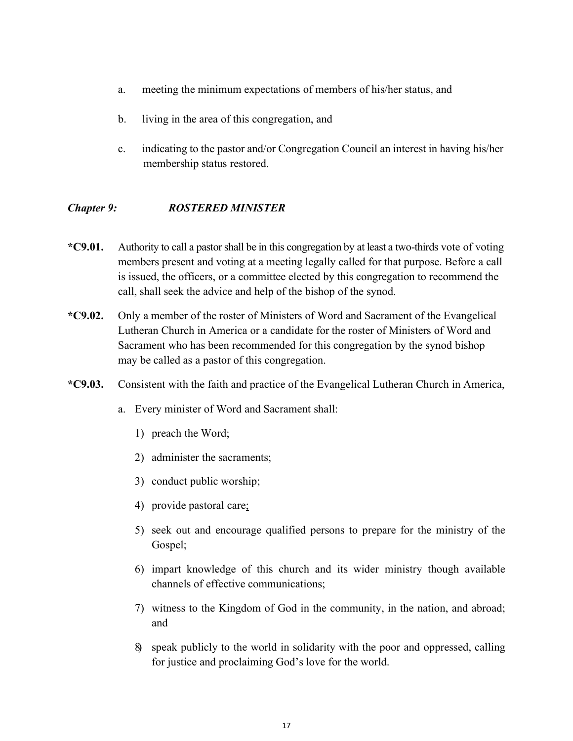a. meeting the minimum expectations of members of his/her status, and

b. living in the area of this congregation, and

c. indicating to the pastor and/or Congregation Council an interest in having his/her membership status restored.

### *Chapter 9: ROSTERED MINISTER*

**\*C9.01.** Authority to call a pastor shall be in this congregation by at least a two-thirds vote of voting members present and voting at a meeting legally called for that purpose. Before a call is issued, the officers, or a committee elected by this congregation to recommend the call, shall seek the advice and help of the bishop of the synod.

**\*C9.02.** Only a member of the roster of Ministers of Word and Sacrament of the Evangelical Lutheran Church in America or a candidate for the roster of Ministers of Word and Sacrament who has been recommended for this congregation by the synod bishop may be called as a pastor of this congregation.

**\*C9.03.** Consistent with the faith and practice of the Evangelical Lutheran Church in America,

a. Every minister of Word and Sacrament shall:

1) preach the Word;

2) administer the sacraments;

3) conduct public worship;

4) provide pastoral care;

5) seek out and encourage qualified persons to prepare for the ministry of the Gospel;

6) impart knowledge of this church and its wider ministry though available channels of effective communications;

7) witness to the Kingdom of God in the community, in the nation, and abroad; and

8) speak publicly to the world in solidarity with the poor and oppressed, calling for justice and proclaiming God's love for the world.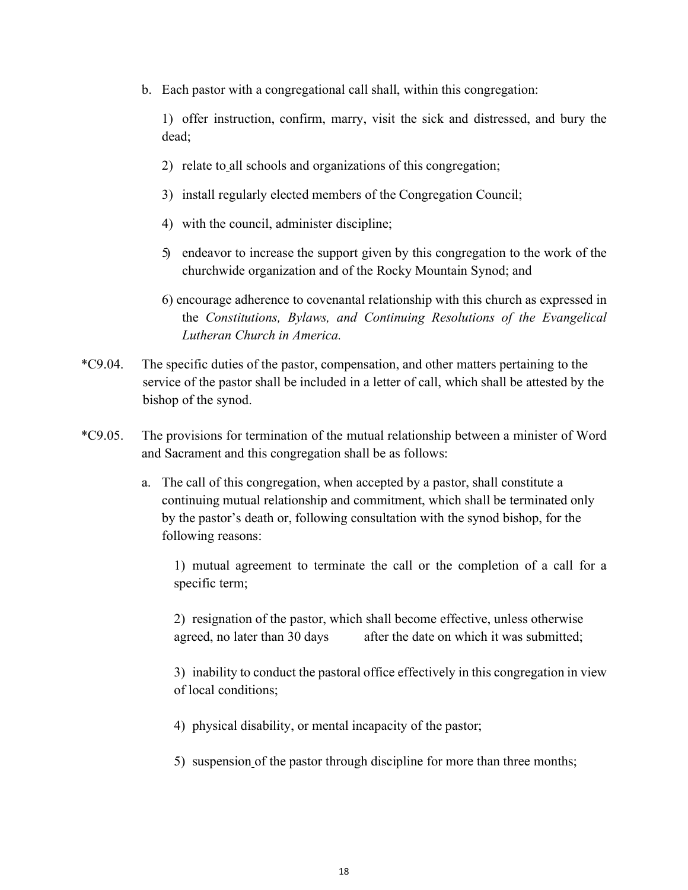b. Each pastor with a congregational call shall, within this congregation:

   1) offer instruction, confirm, marry, visit the sick and distressed, and bury the dead;

   2) relate to all schools and organizations of this congregation;

   3) install regularly elected members of the Congregation Council;

   4) with the council, administer discipline;

   5) endeavor to increase the support given by this congregation to the work of the churchwide organization and of the Rocky Mountain Synod; and

   6) encourage adherence to covenantal relationship with this church as expressed in the *Constitutions, Bylaws, and Continuing Resolutions of the Evangelical Lutheran Church in America.*

*C9.04. The specific duties of the pastor, compensation, and other matters pertaining to the service of the pastor shall be included in a letter of call, which shall be attested by the bishop of the synod.

*C9.05. The provisions for termination of the mutual relationship between a minister of Word and Sacrament and this congregation shall be as follows:

a. The call of this congregation, when accepted by a pastor, shall constitute a continuing mutual relationship and commitment, which shall be terminated only by the pastor's death or, following consultation with the synod bishop, for the following reasons:

   1) mutual agreement to terminate the call or the completion of a call for a specific term;

   2) resignation of the pastor, which shall become effective, unless otherwise agreed, no later than 30 days after the date on which it was submitted;

   3) inability to conduct the pastoral office effectively in this congregation in view of local conditions;

   4) physical disability, or mental incapacity of the pastor;

   5) suspension of the pastor through discipline for more than three months;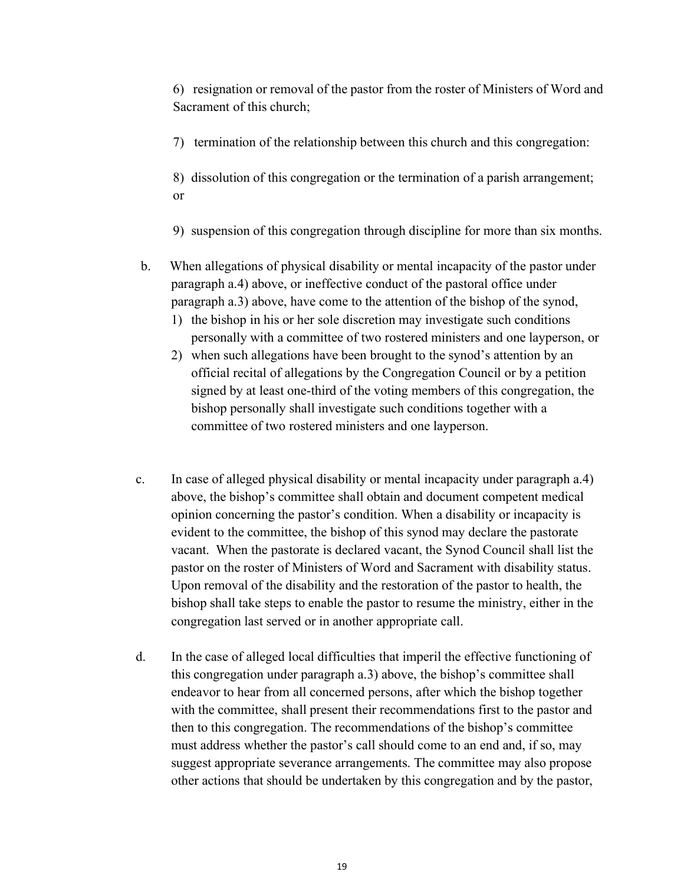6) resignation or removal of the pastor from the roster of Ministers of Word and Sacrament of this church;

7) termination of the relationship between this church and this congregation:

8) dissolution of this congregation or the termination of a parish arrangement; or

9) suspension of this congregation through discipline for more than six months.

b. When allegations of physical disability or mental incapacity of the pastor under paragraph a.4) above, or ineffective conduct of the pastoral office under paragraph a.3) above, have come to the attention of the bishop of the synod,

   1) the bishop in his or her sole discretion may investigate such conditions personally with a committee of two rostered ministers and one layperson, or
   2) when such allegations have been brought to the synod's attention by an official recital of allegations by the Congregation Council or by a petition signed by at least one-third of the voting members of this congregation, the bishop personally shall investigate such conditions together with a committee of two rostered ministers and one layperson.

c. In case of alleged physical disability or mental incapacity under paragraph a.4) above, the bishop's committee shall obtain and document competent medical opinion concerning the pastor's condition. When a disability or incapacity is evident to the committee, the bishop of this synod may declare the pastorate vacant. When the pastorate is declared vacant, the Synod Council shall list the pastor on the roster of Ministers of Word and Sacrament with disability status. Upon removal of the disability and the restoration of the pastor to health, the bishop shall take steps to enable the pastor to resume the ministry, either in the congregation last served or in another appropriate call.

d. In the case of alleged local difficulties that imperil the effective functioning of this congregation under paragraph a.3) above, the bishop's committee shall endeavor to hear from all concerned persons, after which the bishop together with the committee, shall present their recommendations first to the pastor and then to this congregation. The recommendations of the bishop's committee must address whether the pastor's call should come to an end and, if so, may suggest appropriate severance arrangements. The committee may also propose other actions that should be undertaken by this congregation and by the pastor,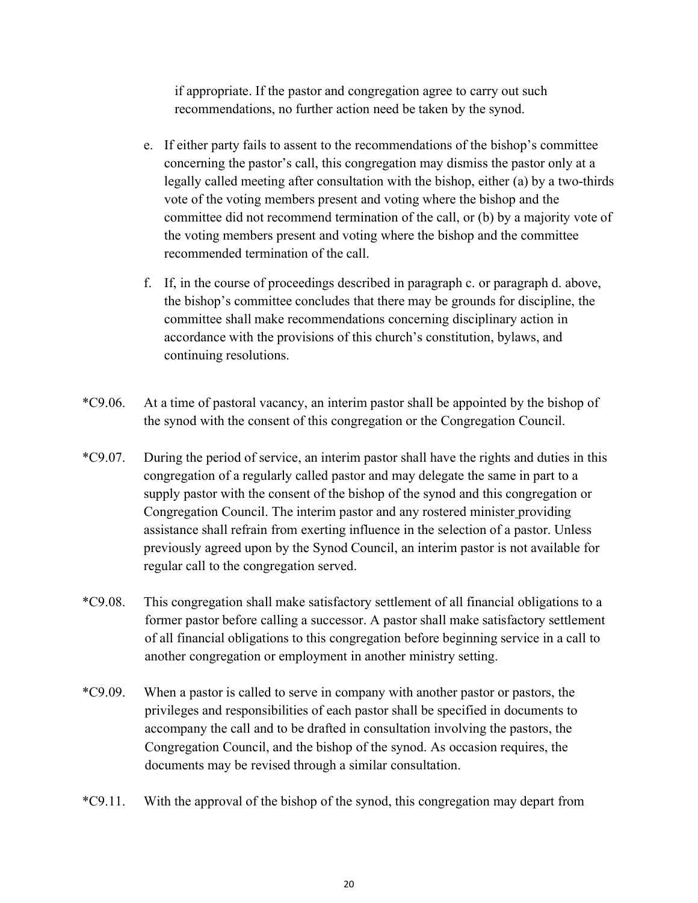if appropriate. If the pastor and congregation agree to carry out such recommendations, no further action need be taken by the synod.

e. If either party fails to assent to the recommendations of the bishop's committee concerning the pastor's call, this congregation may dismiss the pastor only at a legally called meeting after consultation with the bishop, either (a) by a two-thirds vote of the voting members present and voting where the bishop and the committee did not recommend termination of the call, or (b) by a majority vote of the voting members present and voting where the bishop and the committee recommended termination of the call.

f. If, in the course of proceedings described in paragraph c. or paragraph d. above, the bishop's committee concludes that there may be grounds for discipline, the committee shall make recommendations concerning disciplinary action in accordance with the provisions of this church's constitution, bylaws, and continuing resolutions.

*C9.06. At a time of pastoral vacancy, an interim pastor shall be appointed by the bishop of the synod with the consent of this congregation or the Congregation Council.

*C9.07. During the period of service, an interim pastor shall have the rights and duties in this congregation of a regularly called pastor and may delegate the same in part to a supply pastor with the consent of the bishop of the synod and this congregation or Congregation Council. The interim pastor and any rostered minister providing assistance shall refrain from exerting influence in the selection of a pastor. Unless previously agreed upon by the Synod Council, an interim pastor is not available for regular call to the congregation served.

*C9.08. This congregation shall make satisfactory settlement of all financial obligations to a former pastor before calling a successor. A pastor shall make satisfactory settlement of all financial obligations to this congregation before beginning service in a call to another congregation or employment in another ministry setting.

*C9.09. When a pastor is called to serve in company with another pastor or pastors, the privileges and responsibilities of each pastor shall be specified in documents to accompany the call and to be drafted in consultation involving the pastors, the Congregation Council, and the bishop of the synod. As occasion requires, the documents may be revised through a similar consultation.

*C9.11. With the approval of the bishop of the synod, this congregation may depart from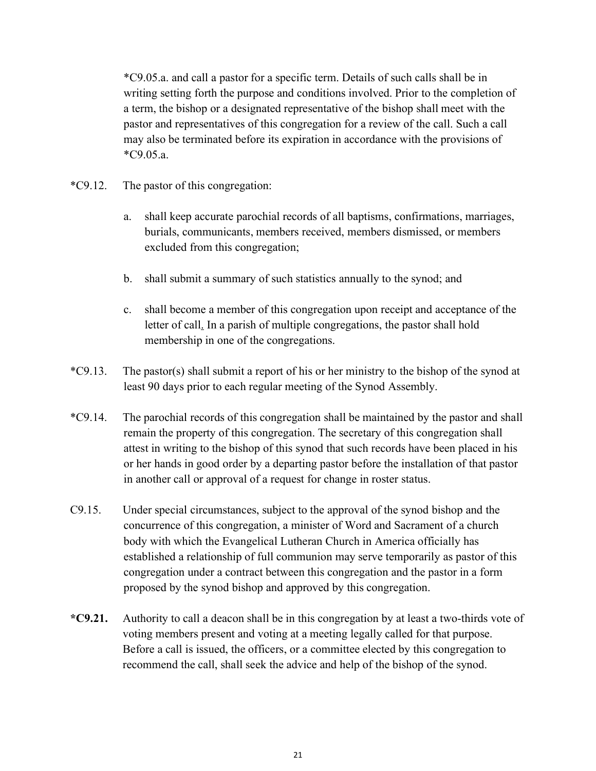*C9.05.a. and call a pastor for a specific term. Details of such calls shall be in writing setting forth the purpose and conditions involved. Prior to the completion of a term, the bishop or a designated representative of the bishop shall meet with the pastor and representatives of this congregation for a review of the call. Such a call may also be terminated before its expiration in accordance with the provisions of *C9.05.a.

*C9.12. The pastor of this congregation:

a. shall keep accurate parochial records of all baptisms, confirmations, marriages, burials, communicants, members received, members dismissed, or members excluded from this congregation;

b. shall submit a summary of such statistics annually to the synod; and

c. shall become a member of this congregation upon receipt and acceptance of the letter of call. In a parish of multiple congregations, the pastor shall hold membership in one of the congregations.

*C9.13. The pastor(s) shall submit a report of his or her ministry to the bishop of the synod at least 90 days prior to each regular meeting of the Synod Assembly.

*C9.14. The parochial records of this congregation shall be maintained by the pastor and shall remain the property of this congregation. The secretary of this congregation shall attest in writing to the bishop of this synod that such records have been placed in his or her hands in good order by a departing pastor before the installation of that pastor in another call or approval of a request for change in roster status.

C9.15. Under special circumstances, subject to the approval of the synod bishop and the concurrence of this congregation, a minister of Word and Sacrament of a church body with which the Evangelical Lutheran Church in America officially has established a relationship of full communion may serve temporarily as pastor of this congregation under a contract between this congregation and the pastor in a form proposed by the synod bishop and approved by this congregation.

**\*C9.21.** Authority to call a deacon shall be in this congregation by at least a two-thirds vote of voting members present and voting at a meeting legally called for that purpose. Before a call is issued, the officers, or a committee elected by this congregation to recommend the call, shall seek the advice and help of the bishop of the synod.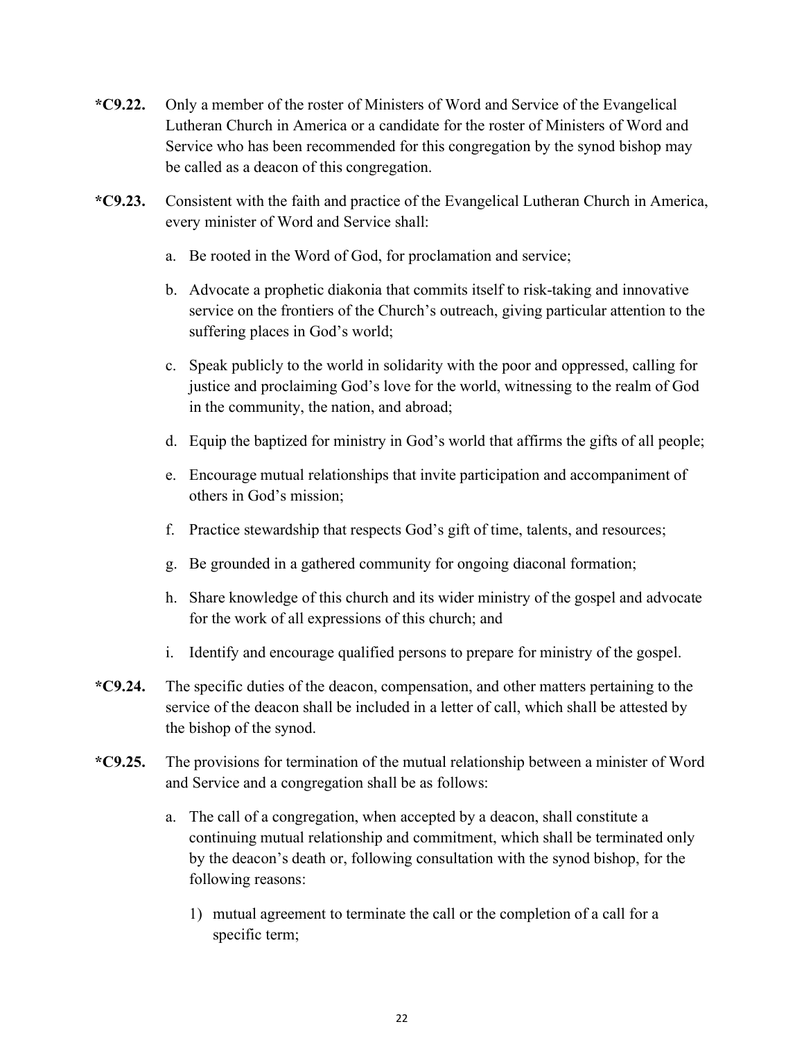**\*C9.22.** Only a member of the roster of Ministers of Word and Service of the Evangelical Lutheran Church in America or a candidate for the roster of Ministers of Word and Service who has been recommended for this congregation by the synod bishop may be called as a deacon of this congregation.

**\*C9.23.** Consistent with the faith and practice of the Evangelical Lutheran Church in America, every minister of Word and Service shall:

a. Be rooted in the Word of God, for proclamation and service;

b. Advocate a prophetic diakonia that commits itself to risk-taking and innovative service on the frontiers of the Church's outreach, giving particular attention to the suffering places in God's world;

c. Speak publicly to the world in solidarity with the poor and oppressed, calling for justice and proclaiming God's love for the world, witnessing to the realm of God in the community, the nation, and abroad;

d. Equip the baptized for ministry in God's world that affirms the gifts of all people;

e. Encourage mutual relationships that invite participation and accompaniment of others in God's mission;

f. Practice stewardship that respects God's gift of time, talents, and resources;

g. Be grounded in a gathered community for ongoing diaconal formation;

h. Share knowledge of this church and its wider ministry of the gospel and advocate for the work of all expressions of this church; and

i. Identify and encourage qualified persons to prepare for ministry of the gospel.

**\*C9.24.** The specific duties of the deacon, compensation, and other matters pertaining to the service of the deacon shall be included in a letter of call, which shall be attested by the bishop of the synod.

**\*C9.25.** The provisions for termination of the mutual relationship between a minister of Word and Service and a congregation shall be as follows:

a. The call of a congregation, when accepted by a deacon, shall constitute a continuing mutual relationship and commitment, which shall be terminated only by the deacon's death or, following consultation with the synod bishop, for the following reasons:

1) mutual agreement to terminate the call or the completion of a call for a specific term;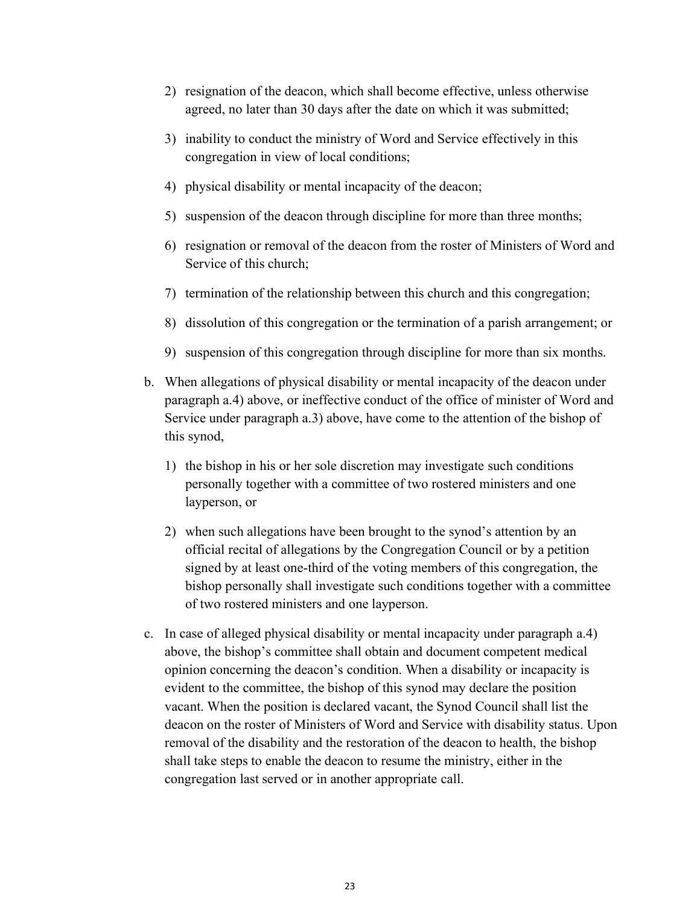2) resignation of the deacon, which shall become effective, unless otherwise agreed, no later than 30 days after the date on which it was submitted;

3) inability to conduct the ministry of Word and Service effectively in this congregation in view of local conditions;

4) physical disability or mental incapacity of the deacon;

5) suspension of the deacon through discipline for more than three months;

6) resignation or removal of the deacon from the roster of Ministers of Word and Service of this church;

7) termination of the relationship between this church and this congregation;

8) dissolution of this congregation or the termination of a parish arrangement; or

9) suspension of this congregation through discipline for more than six months.

b. When allegations of physical disability or mental incapacity of the deacon under paragraph a.4) above, or ineffective conduct of the office of minister of Word and Service under paragraph a.3) above, have come to the attention of the bishop of this synod,

   1) the bishop in his or her sole discretion may investigate such conditions personally together with a committee of two rostered ministers and one layperson, or

   2) when such allegations have been brought to the synod's attention by an official recital of allegations by the Congregation Council or by a petition signed by at least one-third of the voting members of this congregation, the bishop personally shall investigate such conditions together with a committee of two rostered ministers and one layperson.

c. In case of alleged physical disability or mental incapacity under paragraph a.4) above, the bishop's committee shall obtain and document competent medical opinion concerning the deacon's condition. When a disability or incapacity is evident to the committee, the bishop of this synod may declare the position vacant. When the position is declared vacant, the Synod Council shall list the deacon on the roster of Ministers of Word and Service with disability status. Upon removal of the disability and the restoration of the deacon to health, the bishop shall take steps to enable the deacon to resume the ministry, either in the congregation last served or in another appropriate call.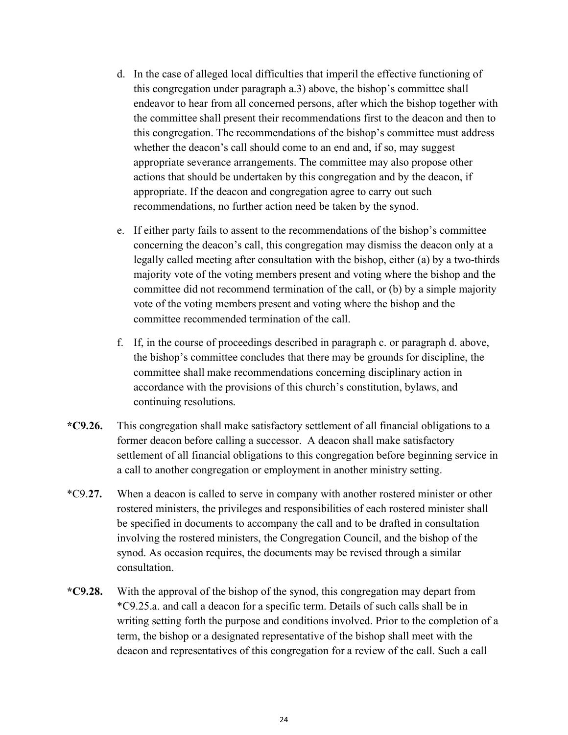d. In the case of alleged local difficulties that imperil the effective functioning of this congregation under paragraph a.3) above, the bishop's committee shall endeavor to hear from all concerned persons, after which the bishop together with the committee shall present their recommendations first to the deacon and then to this congregation. The recommendations of the bishop's committee must address whether the deacon's call should come to an end and, if so, may suggest appropriate severance arrangements. The committee may also propose other actions that should be undertaken by this congregation and by the deacon, if appropriate. If the deacon and congregation agree to carry out such recommendations, no further action need be taken by the synod.

e. If either party fails to assent to the recommendations of the bishop's committee concerning the deacon's call, this congregation may dismiss the deacon only at a legally called meeting after consultation with the bishop, either (a) by a two-thirds majority vote of the voting members present and voting where the bishop and the committee did not recommend termination of the call, or (b) by a simple majority vote of the voting members present and voting where the bishop and the committee recommended termination of the call.

f. If, in the course of proceedings described in paragraph c. or paragraph d. above, the bishop's committee concludes that there may be grounds for discipline, the committee shall make recommendations concerning disciplinary action in accordance with the provisions of this church's constitution, bylaws, and continuing resolutions.

**\*C9.26.** This congregation shall make satisfactory settlement of all financial obligations to a former deacon before calling a successor. A deacon shall make satisfactory settlement of all financial obligations to this congregation before beginning service in a call to another congregation or employment in another ministry setting.

*C9.**27.** When a deacon is called to serve in company with another rostered minister or other rostered ministers, the privileges and responsibilities of each rostered minister shall be specified in documents to accompany the call and to be drafted in consultation involving the rostered ministers, the Congregation Council, and the bishop of the synod. As occasion requires, the documents may be revised through a similar consultation.

**\*C9.28.** With the approval of the bishop of the synod, this congregation may depart from *C9.25.a. and call a deacon for a specific term. Details of such calls shall be in writing setting forth the purpose and conditions involved. Prior to the completion of a term, the bishop or a designated representative of the bishop shall meet with the deacon and representatives of this congregation for a review of the call. Such a call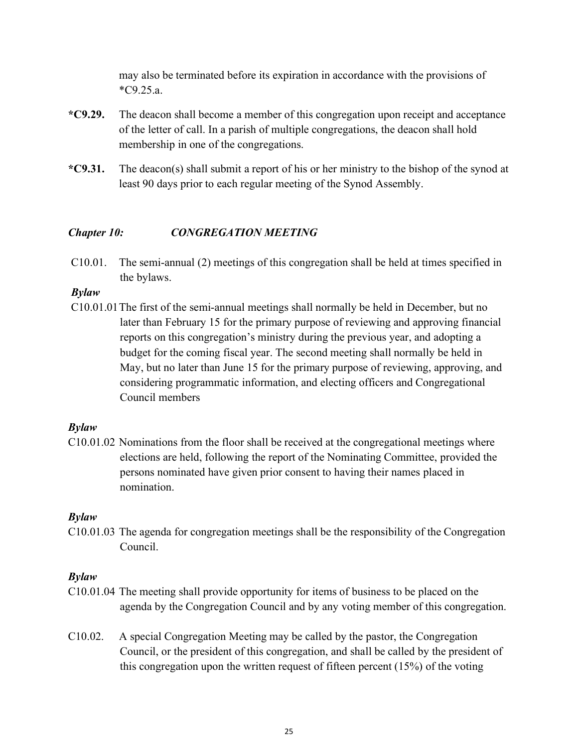may also be terminated before its expiration in accordance with the provisions of *C9.25.a.

**\*C9.29.** The deacon shall become a member of this congregation upon receipt and acceptance of the letter of call. In a parish of multiple congregations, the deacon shall hold membership in one of the congregations.

**\*C9.31.** The deacon(s) shall submit a report of his or her ministry to the bishop of the synod at least 90 days prior to each regular meeting of the Synod Assembly.

## *Chapter 10: CONGREGATION MEETING*

C10.01. The semi-annual (2) meetings of this congregation shall be held at times specified in the bylaws.

***Bylaw***

C10.01.01 The first of the semi-annual meetings shall normally be held in December, but no later than February 15 for the primary purpose of reviewing and approving financial reports on this congregation's ministry during the previous year, and adopting a budget for the coming fiscal year. The second meeting shall normally be held in May, but no later than June 15 for the primary purpose of reviewing, approving, and considering programmatic information, and electing officers and Congregational Council members

***Bylaw***

C10.01.02 Nominations from the floor shall be received at the congregational meetings where elections are held, following the report of the Nominating Committee, provided the persons nominated have given prior consent to having their names placed in nomination.

***Bylaw***

C10.01.03 The agenda for congregation meetings shall be the responsibility of the Congregation Council.

***Bylaw***

C10.01.04 The meeting shall provide opportunity for items of business to be placed on the agenda by the Congregation Council and by any voting member of this congregation.

C10.02. A special Congregation Meeting may be called by the pastor, the Congregation Council, or the president of this congregation, and shall be called by the president of this congregation upon the written request of fifteen percent (15%) of the voting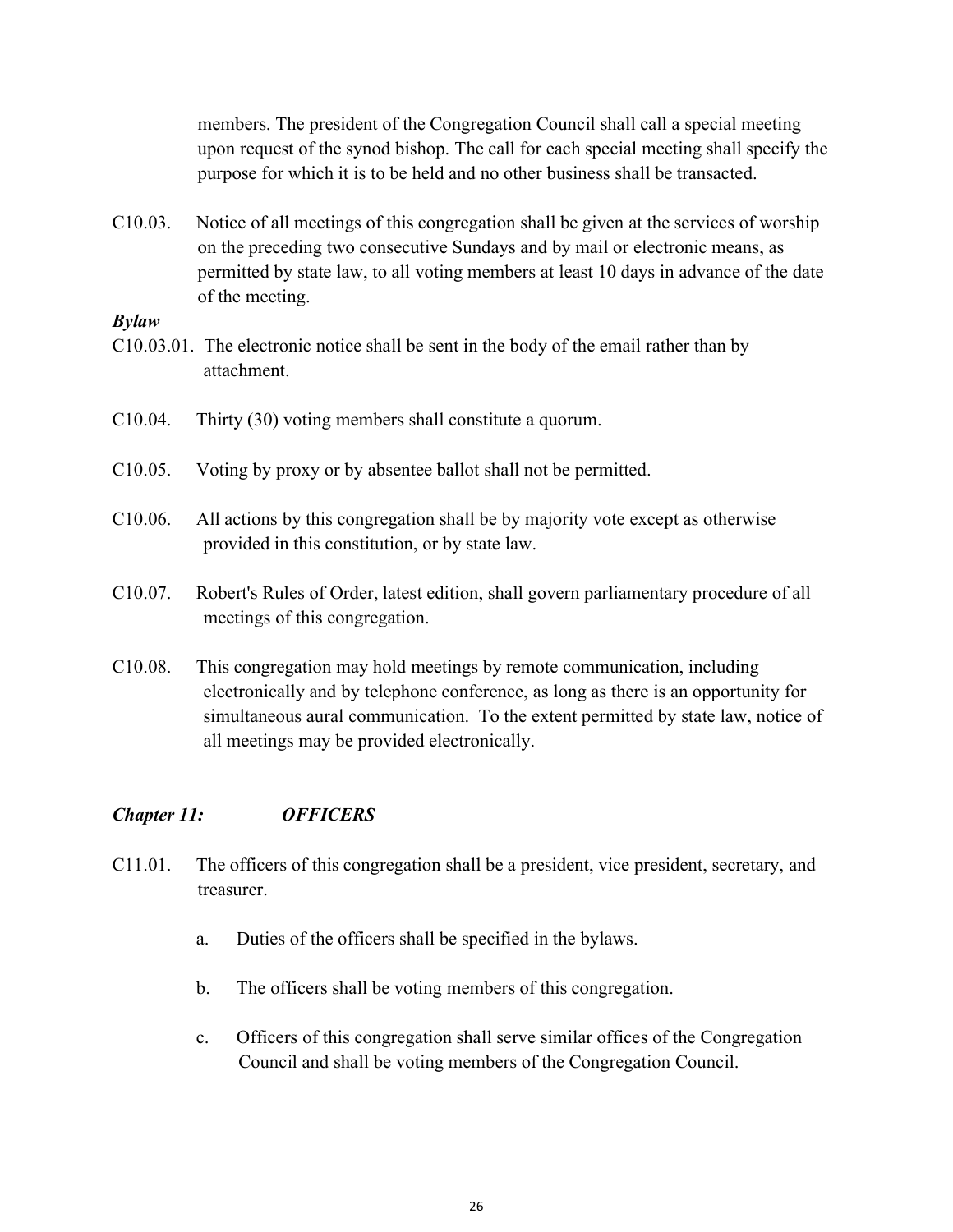members. The president of the Congregation Council shall call a special meeting upon request of the synod bishop. The call for each special meeting shall specify the purpose for which it is to be held and no other business shall be transacted.

C10.03. Notice of all meetings of this congregation shall be given at the services of worship on the preceding two consecutive Sundays and by mail or electronic means, as permitted by state law, to all voting members at least 10 days in advance of the date of the meeting.

***Bylaw***

C10.03.01. The electronic notice shall be sent in the body of the email rather than by attachment.

C10.04. Thirty (30) voting members shall constitute a quorum.

C10.05. Voting by proxy or by absentee ballot shall not be permitted.

C10.06. All actions by this congregation shall be by majority vote except as otherwise provided in this constitution, or by state law.

C10.07. Robert's Rules of Order, latest edition, shall govern parliamentary procedure of all meetings of this congregation.

C10.08. This congregation may hold meetings by remote communication, including electronically and by telephone conference, as long as there is an opportunity for simultaneous aural communication. To the extent permitted by state law, notice of all meetings may be provided electronically.

## *Chapter 11: OFFICERS*

C11.01. The officers of this congregation shall be a president, vice president, secretary, and treasurer.

a. Duties of the officers shall be specified in the bylaws.

b. The officers shall be voting members of this congregation.

c. Officers of this congregation shall serve similar offices of the Congregation Council and shall be voting members of the Congregation Council.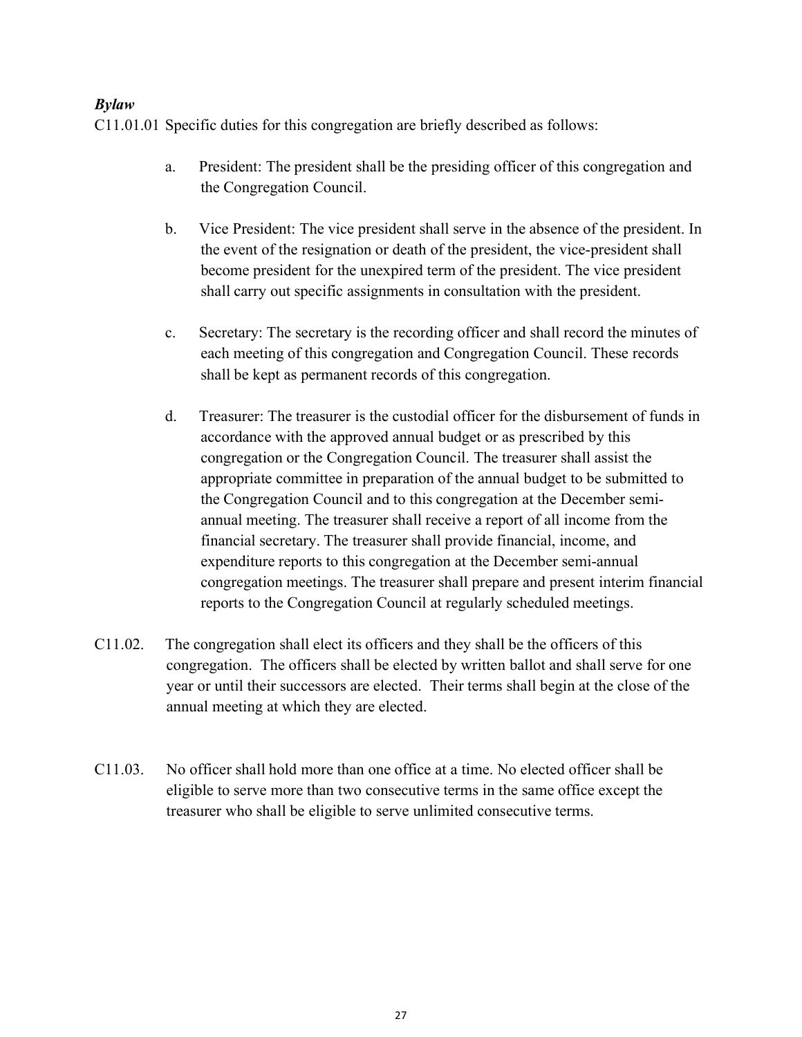***Bylaw***

C11.01.01 Specific duties for this congregation are briefly described as follows:

a. President: The president shall be the presiding officer of this congregation and the Congregation Council.

b. Vice President: The vice president shall serve in the absence of the president. In the event of the resignation or death of the president, the vice-president shall become president for the unexpired term of the president. The vice president shall carry out specific assignments in consultation with the president.

c. Secretary: The secretary is the recording officer and shall record the minutes of each meeting of this congregation and Congregation Council. These records shall be kept as permanent records of this congregation.

d. Treasurer: The treasurer is the custodial officer for the disbursement of funds in accordance with the approved annual budget or as prescribed by this congregation or the Congregation Council. The treasurer shall assist the appropriate committee in preparation of the annual budget to be submitted to the Congregation Council and to this congregation at the December semi-annual meeting. The treasurer shall receive a report of all income from the financial secretary. The treasurer shall provide financial, income, and expenditure reports to this congregation at the December semi-annual congregation meetings. The treasurer shall prepare and present interim financial reports to the Congregation Council at regularly scheduled meetings.

C11.02. The congregation shall elect its officers and they shall be the officers of this congregation. The officers shall be elected by written ballot and shall serve for one year or until their successors are elected. Their terms shall begin at the close of the annual meeting at which they are elected.

C11.03. No officer shall hold more than one office at a time. No elected officer shall be eligible to serve more than two consecutive terms in the same office except the treasurer who shall be eligible to serve unlimited consecutive terms.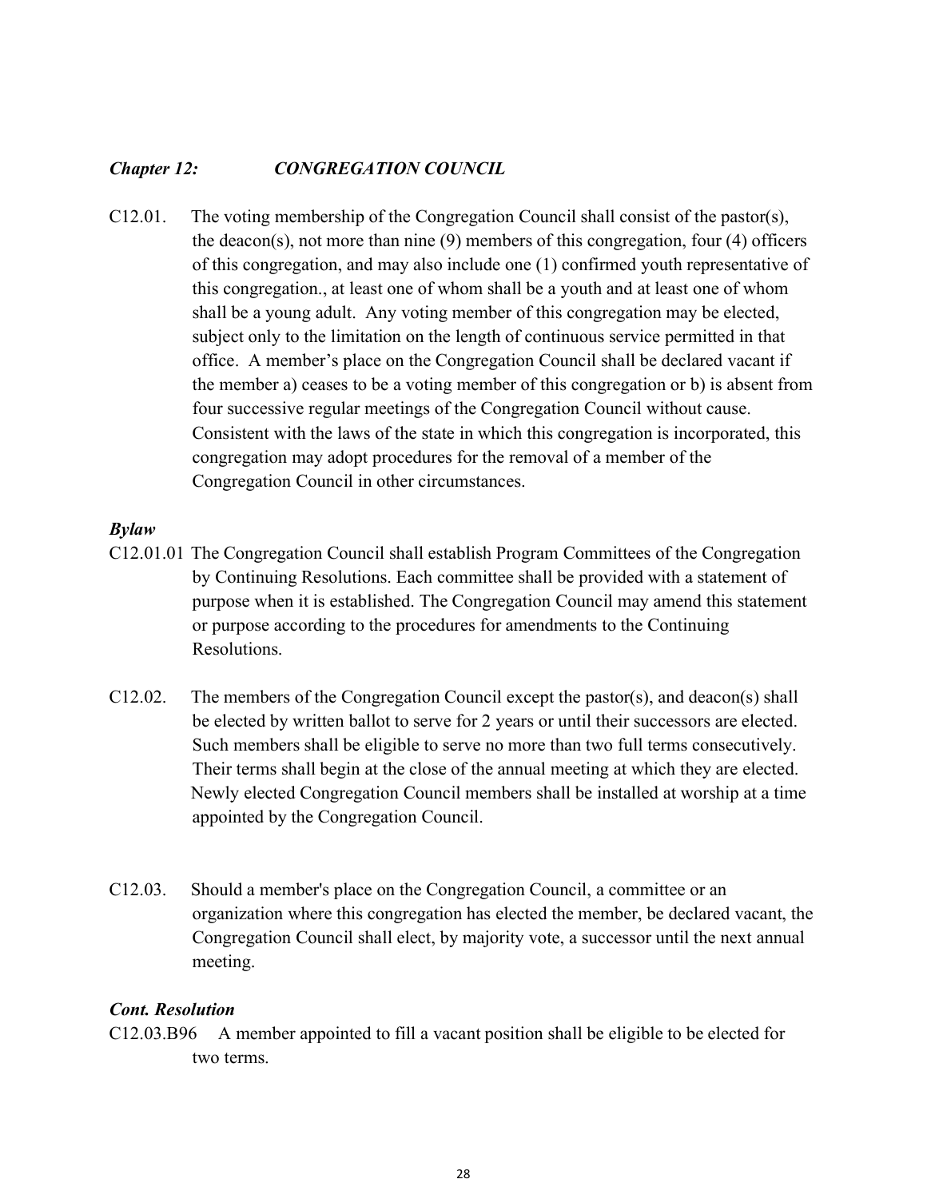### *Chapter 12: CONGREGATION COUNCIL*

C12.01. The voting membership of the Congregation Council shall consist of the pastor(s), the deacon(s), not more than nine (9) members of this congregation, four (4) officers of this congregation, and may also include one (1) confirmed youth representative of this congregation., at least one of whom shall be a youth and at least one of whom shall be a young adult. Any voting member of this congregation may be elected, subject only to the limitation on the length of continuous service permitted in that office. A member's place on the Congregation Council shall be declared vacant if the member a) ceases to be a voting member of this congregation or b) is absent from four successive regular meetings of the Congregation Council without cause. Consistent with the laws of the state in which this congregation is incorporated, this congregation may adopt procedures for the removal of a member of the Congregation Council in other circumstances.

***Bylaw***

C12.01.01 The Congregation Council shall establish Program Committees of the Congregation by Continuing Resolutions. Each committee shall be provided with a statement of purpose when it is established. The Congregation Council may amend this statement or purpose according to the procedures for amendments to the Continuing Resolutions.

C12.02. The members of the Congregation Council except the pastor(s), and deacon(s) shall be elected by written ballot to serve for 2 years or until their successors are elected. Such members shall be eligible to serve no more than two full terms consecutively. Their terms shall begin at the close of the annual meeting at which they are elected. Newly elected Congregation Council members shall be installed at worship at a time appointed by the Congregation Council.

C12.03. Should a member's place on the Congregation Council, a committee or an organization where this congregation has elected the member, be declared vacant, the Congregation Council shall elect, by majority vote, a successor until the next annual meeting.

***Cont. Resolution***

C12.03.B96 A member appointed to fill a vacant position shall be eligible to be elected for two terms.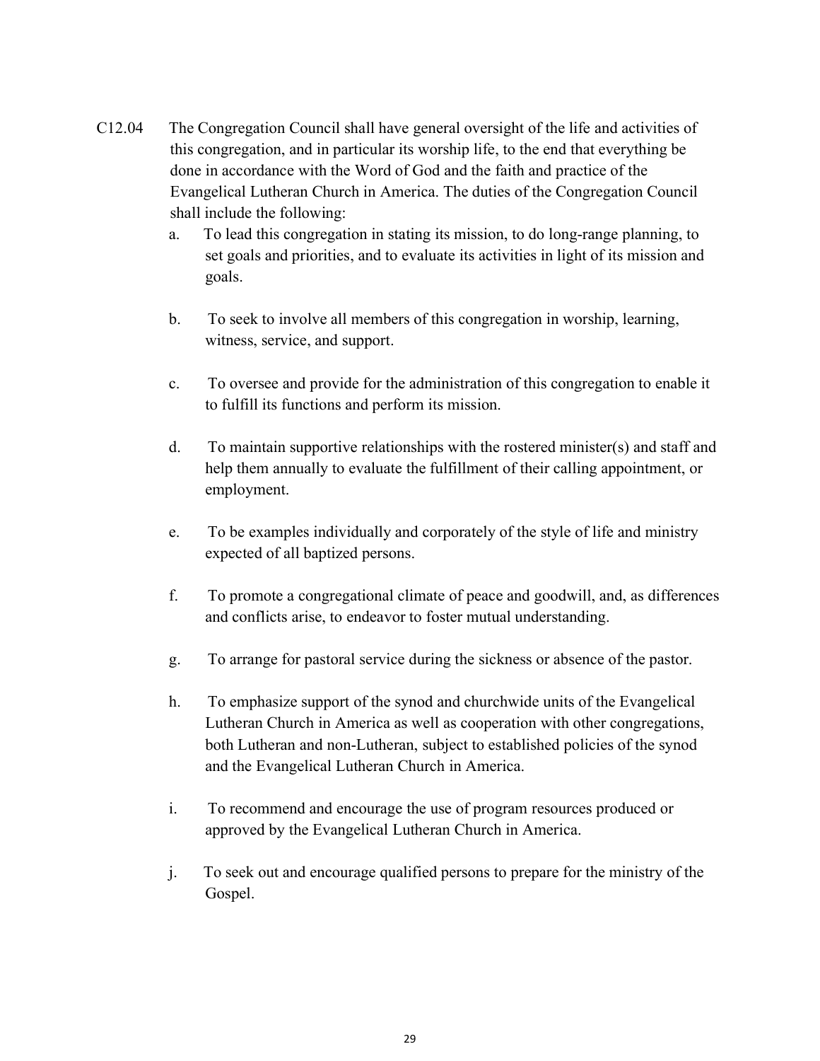C12.04 The Congregation Council shall have general oversight of the life and activities of this congregation, and in particular its worship life, to the end that everything be done in accordance with the Word of God and the faith and practice of the Evangelical Lutheran Church in America. The duties of the Congregation Council shall include the following:

a. To lead this congregation in stating its mission, to do long-range planning, to set goals and priorities, and to evaluate its activities in light of its mission and goals.

b. To seek to involve all members of this congregation in worship, learning, witness, service, and support.

c. To oversee and provide for the administration of this congregation to enable it to fulfill its functions and perform its mission.

d. To maintain supportive relationships with the rostered minister(s) and staff and help them annually to evaluate the fulfillment of their calling appointment, or employment.

e. To be examples individually and corporately of the style of life and ministry expected of all baptized persons.

f. To promote a congregational climate of peace and goodwill, and, as differences and conflicts arise, to endeavor to foster mutual understanding.

g. To arrange for pastoral service during the sickness or absence of the pastor.

h. To emphasize support of the synod and churchwide units of the Evangelical Lutheran Church in America as well as cooperation with other congregations, both Lutheran and non-Lutheran, subject to established policies of the synod and the Evangelical Lutheran Church in America.

i. To recommend and encourage the use of program resources produced or approved by the Evangelical Lutheran Church in America.

j. To seek out and encourage qualified persons to prepare for the ministry of the Gospel.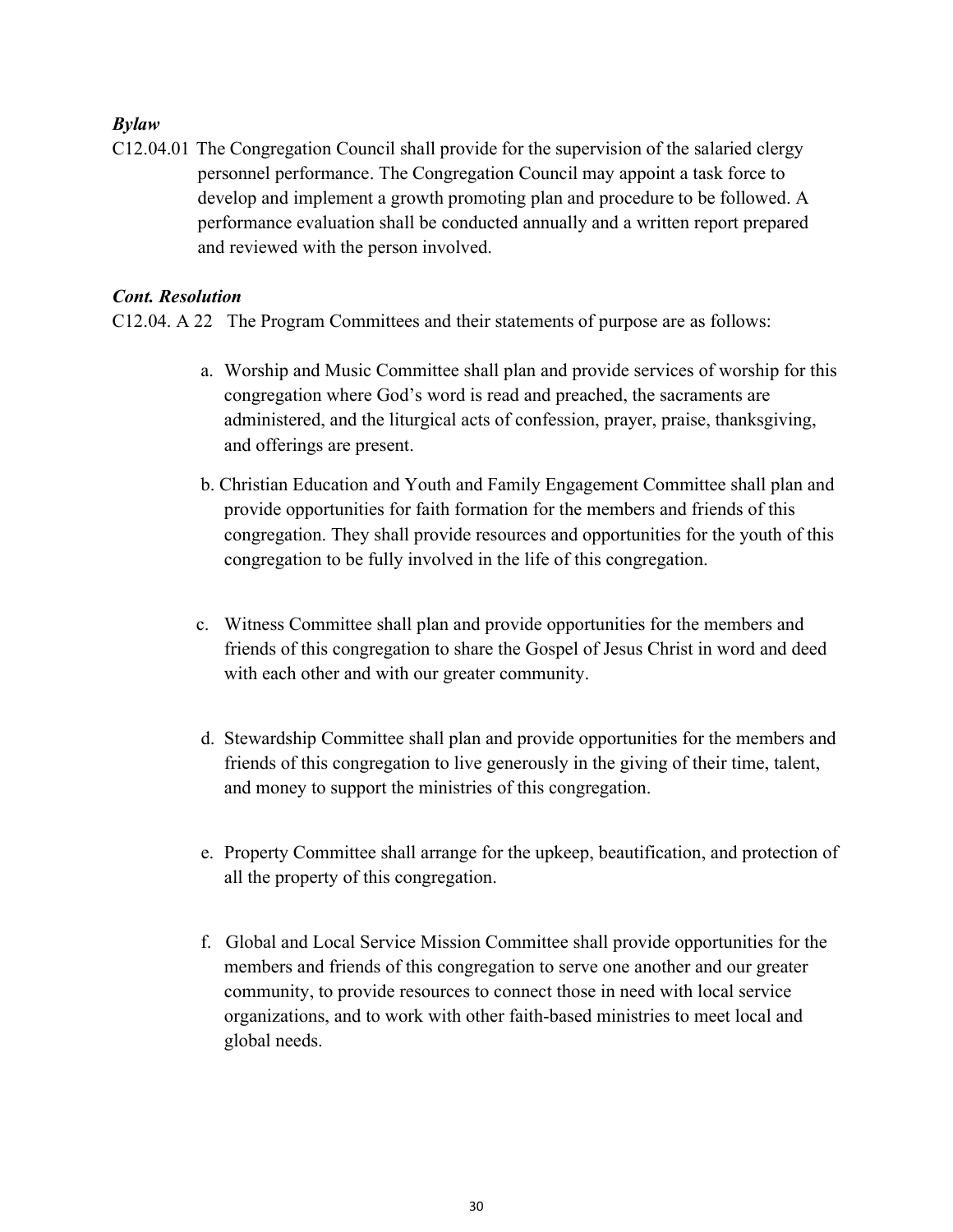***Bylaw***

C12.04.01 The Congregation Council shall provide for the supervision of the salaried clergy personnel performance. The Congregation Council may appoint a task force to develop and implement a growth promoting plan and procedure to be followed. A performance evaluation shall be conducted annually and a written report prepared and reviewed with the person involved.

***Cont. Resolution***

C12.04. A 22 The Program Committees and their statements of purpose are as follows:

a. Worship and Music Committee shall plan and provide services of worship for this congregation where God's word is read and preached, the sacraments are administered, and the liturgical acts of confession, prayer, praise, thanksgiving, and offerings are present.

b. Christian Education and Youth and Family Engagement Committee shall plan and provide opportunities for faith formation for the members and friends of this congregation. They shall provide resources and opportunities for the youth of this congregation to be fully involved in the life of this congregation.

c. Witness Committee shall plan and provide opportunities for the members and friends of this congregation to share the Gospel of Jesus Christ in word and deed with each other and with our greater community.

d. Stewardship Committee shall plan and provide opportunities for the members and friends of this congregation to live generously in the giving of their time, talent, and money to support the ministries of this congregation.

e. Property Committee shall arrange for the upkeep, beautification, and protection of all the property of this congregation.

f. Global and Local Service Mission Committee shall provide opportunities for the members and friends of this congregation to serve one another and our greater community, to provide resources to connect those in need with local service organizations, and to work with other faith-based ministries to meet local and global needs.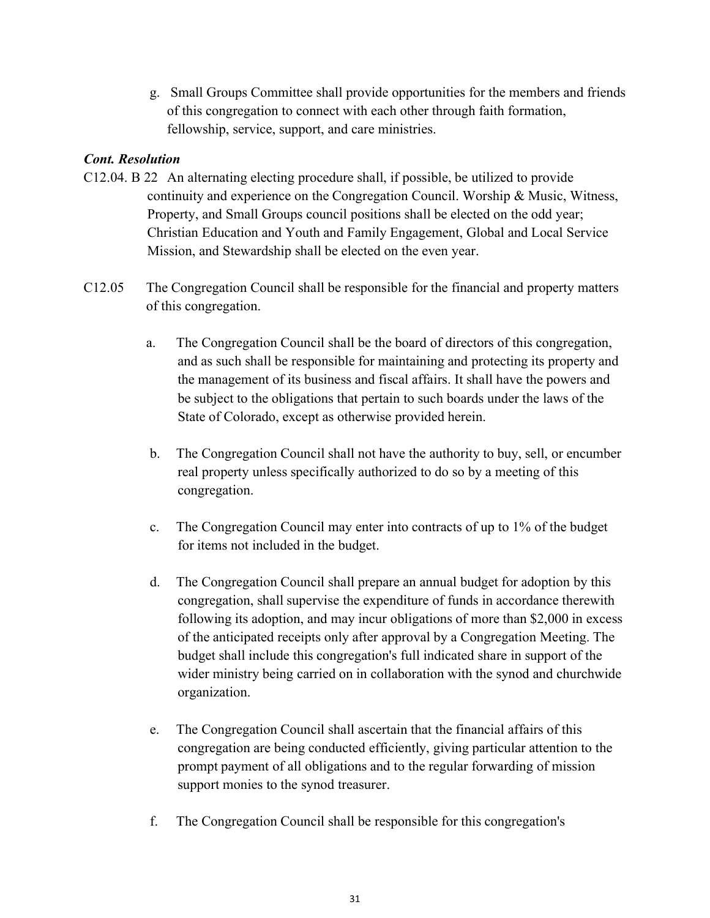g. Small Groups Committee shall provide opportunities for the members and friends of this congregation to connect with each other through faith formation, fellowship, service, support, and care ministries.

***Cont. Resolution***

C12.04. B 22 An alternating electing procedure shall, if possible, be utilized to provide continuity and experience on the Congregation Council. Worship & Music, Witness, Property, and Small Groups council positions shall be elected on the odd year; Christian Education and Youth and Family Engagement, Global and Local Service Mission, and Stewardship shall be elected on the even year.

C12.05 The Congregation Council shall be responsible for the financial and property matters of this congregation.

a. The Congregation Council shall be the board of directors of this congregation, and as such shall be responsible for maintaining and protecting its property and the management of its business and fiscal affairs. It shall have the powers and be subject to the obligations that pertain to such boards under the laws of the State of Colorado, except as otherwise provided herein.

b. The Congregation Council shall not have the authority to buy, sell, or encumber real property unless specifically authorized to do so by a meeting of this congregation.

c. The Congregation Council may enter into contracts of up to 1% of the budget for items not included in the budget.

d. The Congregation Council shall prepare an annual budget for adoption by this congregation, shall supervise the expenditure of funds in accordance therewith following its adoption, and may incur obligations of more than $2,000 in excess of the anticipated receipts only after approval by a Congregation Meeting. The budget shall include this congregation's full indicated share in support of the wider ministry being carried on in collaboration with the synod and churchwide organization.

e. The Congregation Council shall ascertain that the financial affairs of this congregation are being conducted efficiently, giving particular attention to the prompt payment of all obligations and to the regular forwarding of mission support monies to the synod treasurer.

f. The Congregation Council shall be responsible for this congregation's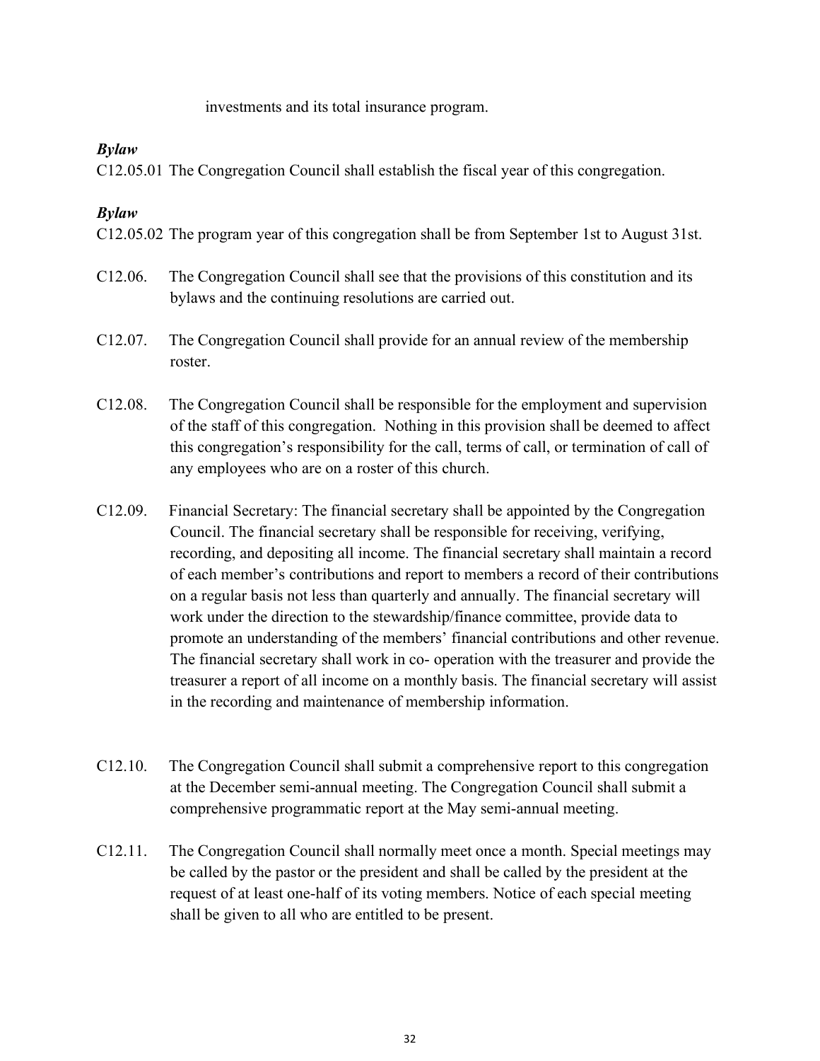investments and its total insurance program.

***Bylaw***

C12.05.01 The Congregation Council shall establish the fiscal year of this congregation.

***Bylaw***

C12.05.02 The program year of this congregation shall be from September 1st to August 31st.

C12.06. The Congregation Council shall see that the provisions of this constitution and its bylaws and the continuing resolutions are carried out.

C12.07. The Congregation Council shall provide for an annual review of the membership roster.

C12.08. The Congregation Council shall be responsible for the employment and supervision of the staff of this congregation. Nothing in this provision shall be deemed to affect this congregation's responsibility for the call, terms of call, or termination of call of any employees who are on a roster of this church.

C12.09. Financial Secretary: The financial secretary shall be appointed by the Congregation Council. The financial secretary shall be responsible for receiving, verifying, recording, and depositing all income. The financial secretary shall maintain a record of each member's contributions and report to members a record of their contributions on a regular basis not less than quarterly and annually. The financial secretary will work under the direction to the stewardship/finance committee, provide data to promote an understanding of the members' financial contributions and other revenue. The financial secretary shall work in co- operation with the treasurer and provide the treasurer a report of all income on a monthly basis. The financial secretary will assist in the recording and maintenance of membership information.

C12.10. The Congregation Council shall submit a comprehensive report to this congregation at the December semi-annual meeting. The Congregation Council shall submit a comprehensive programmatic report at the May semi-annual meeting.

C12.11. The Congregation Council shall normally meet once a month. Special meetings may be called by the pastor or the president and shall be called by the president at the request of at least one-half of its voting members. Notice of each special meeting shall be given to all who are entitled to be present.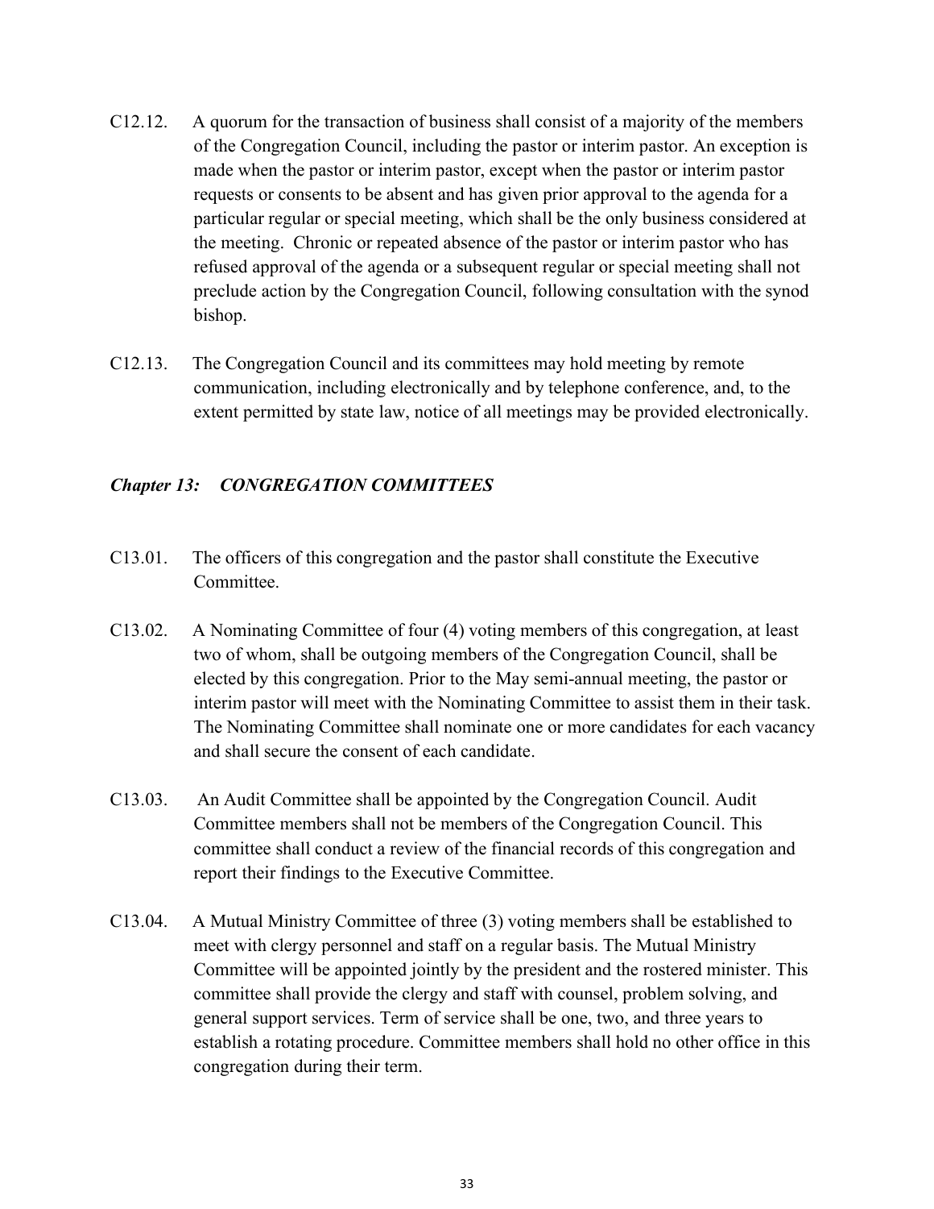C12.12. A quorum for the transaction of business shall consist of a majority of the members of the Congregation Council, including the pastor or interim pastor. An exception is made when the pastor or interim pastor, except when the pastor or interim pastor requests or consents to be absent and has given prior approval to the agenda for a particular regular or special meeting, which shall be the only business considered at the meeting. Chronic or repeated absence of the pastor or interim pastor who has refused approval of the agenda or a subsequent regular or special meeting shall not preclude action by the Congregation Council, following consultation with the synod bishop.

C12.13. The Congregation Council and its committees may hold meeting by remote communication, including electronically and by telephone conference, and, to the extent permitted by state law, notice of all meetings may be provided electronically.

### *Chapter 13: CONGREGATION COMMITTEES*

C13.01. The officers of this congregation and the pastor shall constitute the Executive Committee.

C13.02. A Nominating Committee of four (4) voting members of this congregation, at least two of whom, shall be outgoing members of the Congregation Council, shall be elected by this congregation. Prior to the May semi-annual meeting, the pastor or interim pastor will meet with the Nominating Committee to assist them in their task. The Nominating Committee shall nominate one or more candidates for each vacancy and shall secure the consent of each candidate.

C13.03. An Audit Committee shall be appointed by the Congregation Council. Audit Committee members shall not be members of the Congregation Council. This committee shall conduct a review of the financial records of this congregation and report their findings to the Executive Committee.

C13.04. A Mutual Ministry Committee of three (3) voting members shall be established to meet with clergy personnel and staff on a regular basis. The Mutual Ministry Committee will be appointed jointly by the president and the rostered minister. This committee shall provide the clergy and staff with counsel, problem solving, and general support services. Term of service shall be one, two, and three years to establish a rotating procedure. Committee members shall hold no other office in this congregation during their term.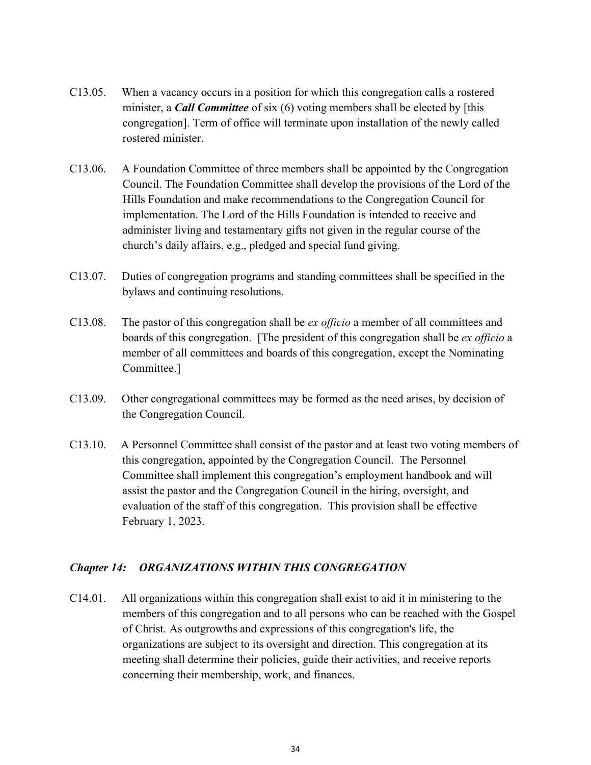C13.05. When a vacancy occurs in a position for which this congregation calls a rostered minister, a ***Call Committee*** of six (6) voting members shall be elected by [this congregation]. Term of office will terminate upon installation of the newly called rostered minister.

C13.06. A Foundation Committee of three members shall be appointed by the Congregation Council. The Foundation Committee shall develop the provisions of the Lord of the Hills Foundation and make recommendations to the Congregation Council for implementation. The Lord of the Hills Foundation is intended to receive and administer living and testamentary gifts not given in the regular course of the church's daily affairs, e.g., pledged and special fund giving.

C13.07. Duties of congregation programs and standing committees shall be specified in the bylaws and continuing resolutions.

C13.08. The pastor of this congregation shall be *ex officio* a member of all committees and boards of this congregation. [The president of this congregation shall be *ex officio* a member of all committees and boards of this congregation, except the Nominating Committee.]

C13.09. Other congregational committees may be formed as the need arises, by decision of the Congregation Council.

C13.10. A Personnel Committee shall consist of the pastor and at least two voting members of this congregation, appointed by the Congregation Council. The Personnel Committee shall implement this congregation's employment handbook and will assist the pastor and the Congregation Council in the hiring, oversight, and evaluation of the staff of this congregation. This provision shall be effective February 1, 2023.

### *Chapter 14: ORGANIZATIONS WITHIN THIS CONGREGATION*

C14.01. All organizations within this congregation shall exist to aid it in ministering to the members of this congregation and to all persons who can be reached with the Gospel of Christ. As outgrowths and expressions of this congregation's life, the organizations are subject to its oversight and direction. This congregation at its meeting shall determine their policies, guide their activities, and receive reports concerning their membership, work, and finances.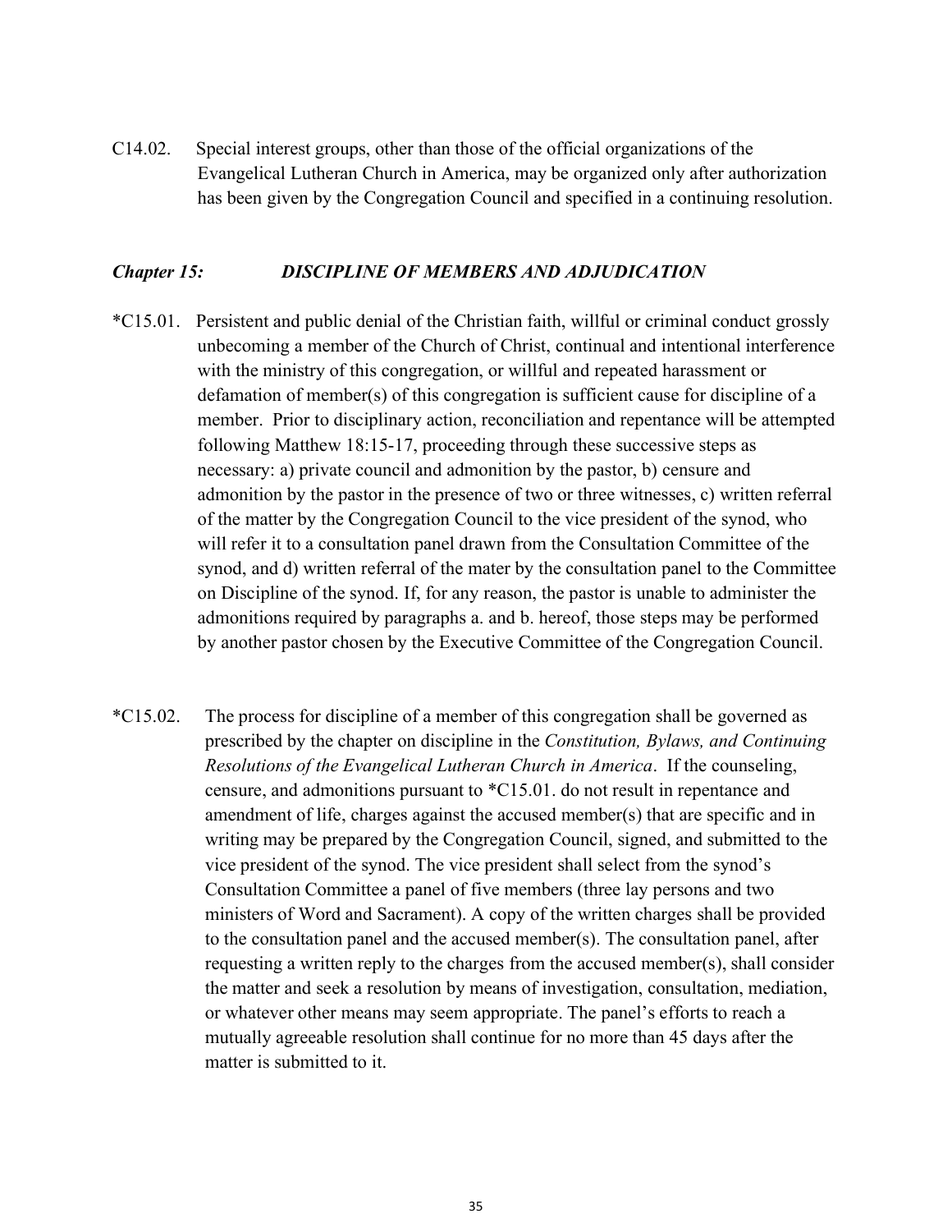C14.02. Special interest groups, other than those of the official organizations of the Evangelical Lutheran Church in America, may be organized only after authorization has been given by the Congregation Council and specified in a continuing resolution.

### *Chapter 15: DISCIPLINE OF MEMBERS AND ADJUDICATION*

*C15.01. Persistent and public denial of the Christian faith, willful or criminal conduct grossly unbecoming a member of the Church of Christ, continual and intentional interference with the ministry of this congregation, or willful and repeated harassment or defamation of member(s) of this congregation is sufficient cause for discipline of a member. Prior to disciplinary action, reconciliation and repentance will be attempted following Matthew 18:15-17, proceeding through these successive steps as necessary: a) private council and admonition by the pastor, b) censure and admonition by the pastor in the presence of two or three witnesses, c) written referral of the matter by the Congregation Council to the vice president of the synod, who will refer it to a consultation panel drawn from the Consultation Committee of the synod, and d) written referral of the mater by the consultation panel to the Committee on Discipline of the synod. If, for any reason, the pastor is unable to administer the admonitions required by paragraphs a. and b. hereof, those steps may be performed by another pastor chosen by the Executive Committee of the Congregation Council.

*C15.02. The process for discipline of a member of this congregation shall be governed as prescribed by the chapter on discipline in the *Constitution, Bylaws, and Continuing Resolutions of the Evangelical Lutheran Church in America*. If the counseling, censure, and admonitions pursuant to *C15.01. do not result in repentance and amendment of life, charges against the accused member(s) that are specific and in writing may be prepared by the Congregation Council, signed, and submitted to the vice president of the synod. The vice president shall select from the synod's Consultation Committee a panel of five members (three lay persons and two ministers of Word and Sacrament). A copy of the written charges shall be provided to the consultation panel and the accused member(s). The consultation panel, after requesting a written reply to the charges from the accused member(s), shall consider the matter and seek a resolution by means of investigation, consultation, mediation, or whatever other means may seem appropriate. The panel's efforts to reach a mutually agreeable resolution shall continue for no more than 45 days after the matter is submitted to it.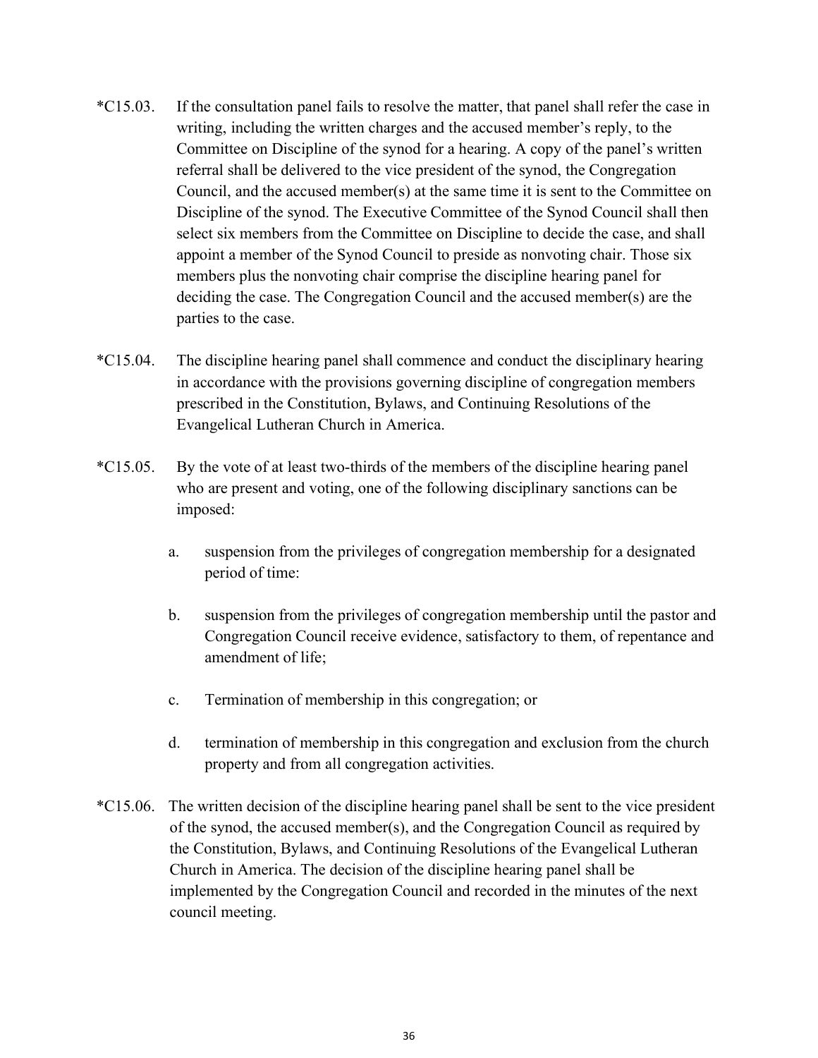*C15.03. If the consultation panel fails to resolve the matter, that panel shall refer the case in writing, including the written charges and the accused member's reply, to the Committee on Discipline of the synod for a hearing. A copy of the panel's written referral shall be delivered to the vice president of the synod, the Congregation Council, and the accused member(s) at the same time it is sent to the Committee on Discipline of the synod. The Executive Committee of the Synod Council shall then select six members from the Committee on Discipline to decide the case, and shall appoint a member of the Synod Council to preside as nonvoting chair. Those six members plus the nonvoting chair comprise the discipline hearing panel for deciding the case. The Congregation Council and the accused member(s) are the parties to the case.

*C15.04. The discipline hearing panel shall commence and conduct the disciplinary hearing in accordance with the provisions governing discipline of congregation members prescribed in the Constitution, Bylaws, and Continuing Resolutions of the Evangelical Lutheran Church in America.

*C15.05. By the vote of at least two-thirds of the members of the discipline hearing panel who are present and voting, one of the following disciplinary sanctions can be imposed:

a. suspension from the privileges of congregation membership for a designated period of time:

b. suspension from the privileges of congregation membership until the pastor and Congregation Council receive evidence, satisfactory to them, of repentance and amendment of life;

c. Termination of membership in this congregation; or

d. termination of membership in this congregation and exclusion from the church property and from all congregation activities.

*C15.06. The written decision of the discipline hearing panel shall be sent to the vice president of the synod, the accused member(s), and the Congregation Council as required by the Constitution, Bylaws, and Continuing Resolutions of the Evangelical Lutheran Church in America. The decision of the discipline hearing panel shall be implemented by the Congregation Council and recorded in the minutes of the next council meeting.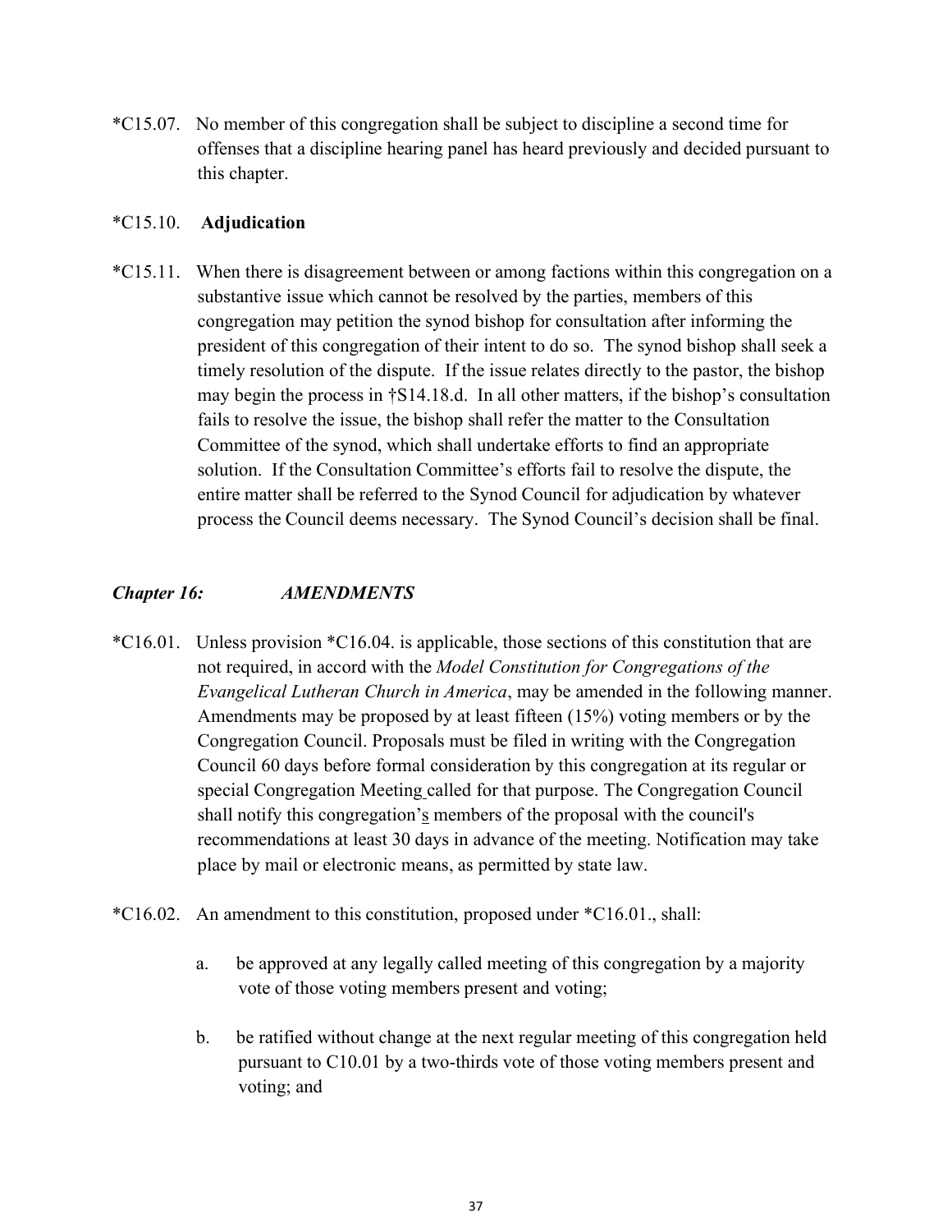*C15.07. No member of this congregation shall be subject to discipline a second time for offenses that a discipline hearing panel has heard previously and decided pursuant to this chapter.

*C15.10. **Adjudication**

*C15.11. When there is disagreement between or among factions within this congregation on a substantive issue which cannot be resolved by the parties, members of this congregation may petition the synod bishop for consultation after informing the president of this congregation of their intent to do so. The synod bishop shall seek a timely resolution of the dispute. If the issue relates directly to the pastor, the bishop may begin the process in †S14.18.d. In all other matters, if the bishop's consultation fails to resolve the issue, the bishop shall refer the matter to the Consultation Committee of the synod, which shall undertake efforts to find an appropriate solution. If the Consultation Committee's efforts fail to resolve the dispute, the entire matter shall be referred to the Synod Council for adjudication by whatever process the Council deems necessary. The Synod Council's decision shall be final.

### *Chapter 16: AMENDMENTS*

*C16.01. Unless provision *C16.04. is applicable, those sections of this constitution that are not required, in accord with the *Model Constitution for Congregations of the Evangelical Lutheran Church in America*, may be amended in the following manner. Amendments may be proposed by at least fifteen (15%) voting members or by the Congregation Council. Proposals must be filed in writing with the Congregation Council 60 days before formal consideration by this congregation at its regular or special Congregation Meeting called for that purpose. The Congregation Council shall notify this congregation's members of the proposal with the council's recommendations at least 30 days in advance of the meeting. Notification may take place by mail or electronic means, as permitted by state law.

*C16.02. An amendment to this constitution, proposed under *C16.01., shall:

a. be approved at any legally called meeting of this congregation by a majority vote of those voting members present and voting;

b. be ratified without change at the next regular meeting of this congregation held pursuant to C10.01 by a two-thirds vote of those voting members present and voting; and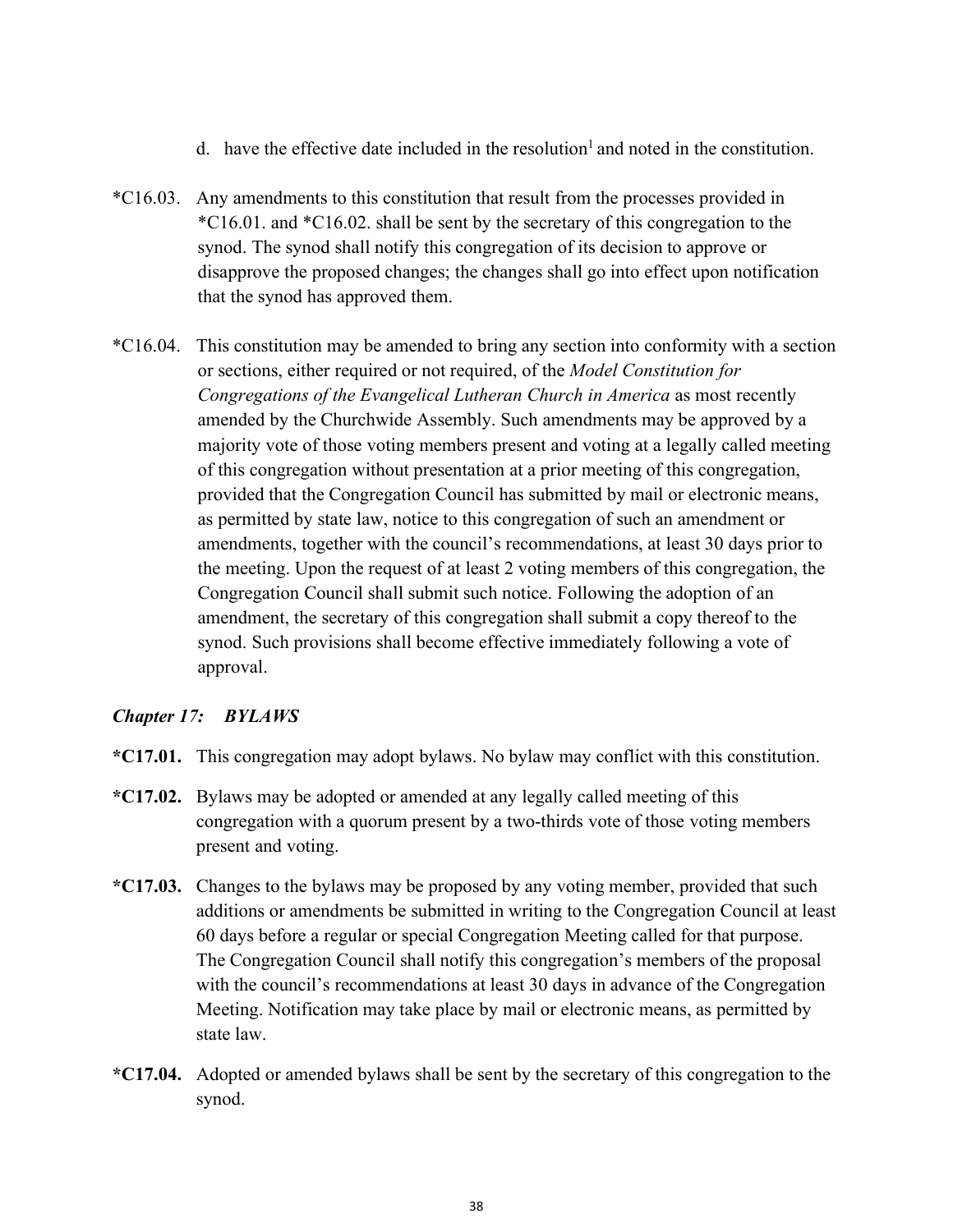d. have the effective date included in the resolution[1] and noted in the constitution.

*C16.03. Any amendments to this constitution that result from the processes provided in *C16.01. and *C16.02. shall be sent by the secretary of this congregation to the synod. The synod shall notify this congregation of its decision to approve or disapprove the proposed changes; the changes shall go into effect upon notification that the synod has approved them.

*C16.04. This constitution may be amended to bring any section into conformity with a section or sections, either required or not required, of the *Model Constitution for Congregations of the Evangelical Lutheran Church in America* as most recently amended by the Churchwide Assembly. Such amendments may be approved by a majority vote of those voting members present and voting at a legally called meeting of this congregation without presentation at a prior meeting of this congregation, provided that the Congregation Council has submitted by mail or electronic means, as permitted by state law, notice to this congregation of such an amendment or amendments, together with the council's recommendations, at least 30 days prior to the meeting. Upon the request of at least 2 voting members of this congregation, the Congregation Council shall submit such notice. Following the adoption of an amendment, the secretary of this congregation shall submit a copy thereof to the synod. Such provisions shall become effective immediately following a vote of approval.

### *Chapter 17: BYLAWS*

**\*C17.01.** This congregation may adopt bylaws. No bylaw may conflict with this constitution.

**\*C17.02.** Bylaws may be adopted or amended at any legally called meeting of this congregation with a quorum present by a two-thirds vote of those voting members present and voting.

**\*C17.03.** Changes to the bylaws may be proposed by any voting member, provided that such additions or amendments be submitted in writing to the Congregation Council at least 60 days before a regular or special Congregation Meeting called for that purpose. The Congregation Council shall notify this congregation's members of the proposal with the council's recommendations at least 30 days in advance of the Congregation Meeting. Notification may take place by mail or electronic means, as permitted by state law.

**\*C17.04.** Adopted or amended bylaws shall be sent by the secretary of this congregation to the synod.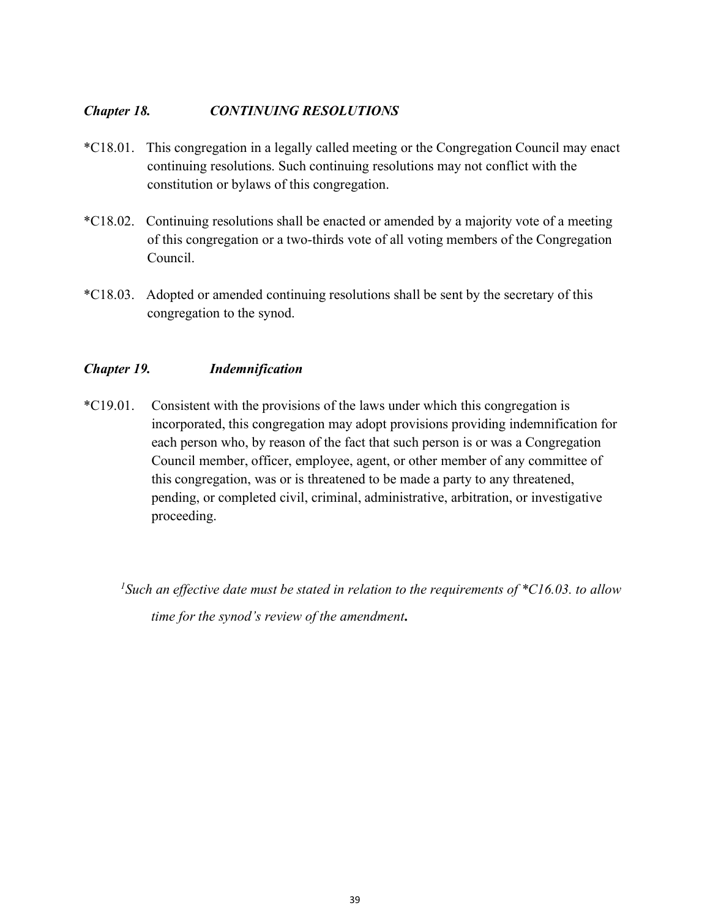### *Chapter 18. CONTINUING RESOLUTIONS*

*C18.01. This congregation in a legally called meeting or the Congregation Council may enact continuing resolutions. Such continuing resolutions may not conflict with the constitution or bylaws of this congregation.

*C18.02. Continuing resolutions shall be enacted or amended by a majority vote of a meeting of this congregation or a two-thirds vote of all voting members of the Congregation Council.

*C18.03. Adopted or amended continuing resolutions shall be sent by the secretary of this congregation to the synod.

### *Chapter 19. Indemnification*

*C19.01. Consistent with the provisions of the laws under which this congregation is incorporated, this congregation may adopt provisions providing indemnification for each person who, by reason of the fact that such person is or was a Congregation Council member, officer, employee, agent, or other member of any committee of this congregation, was or is threatened to be made a party to any threatened, pending, or completed civil, criminal, administrative, arbitration, or investigative proceeding.

*[1] Such an effective date must be stated in relation to the requirements of *C16.03. to allow time for the synod's review of the amendment.*